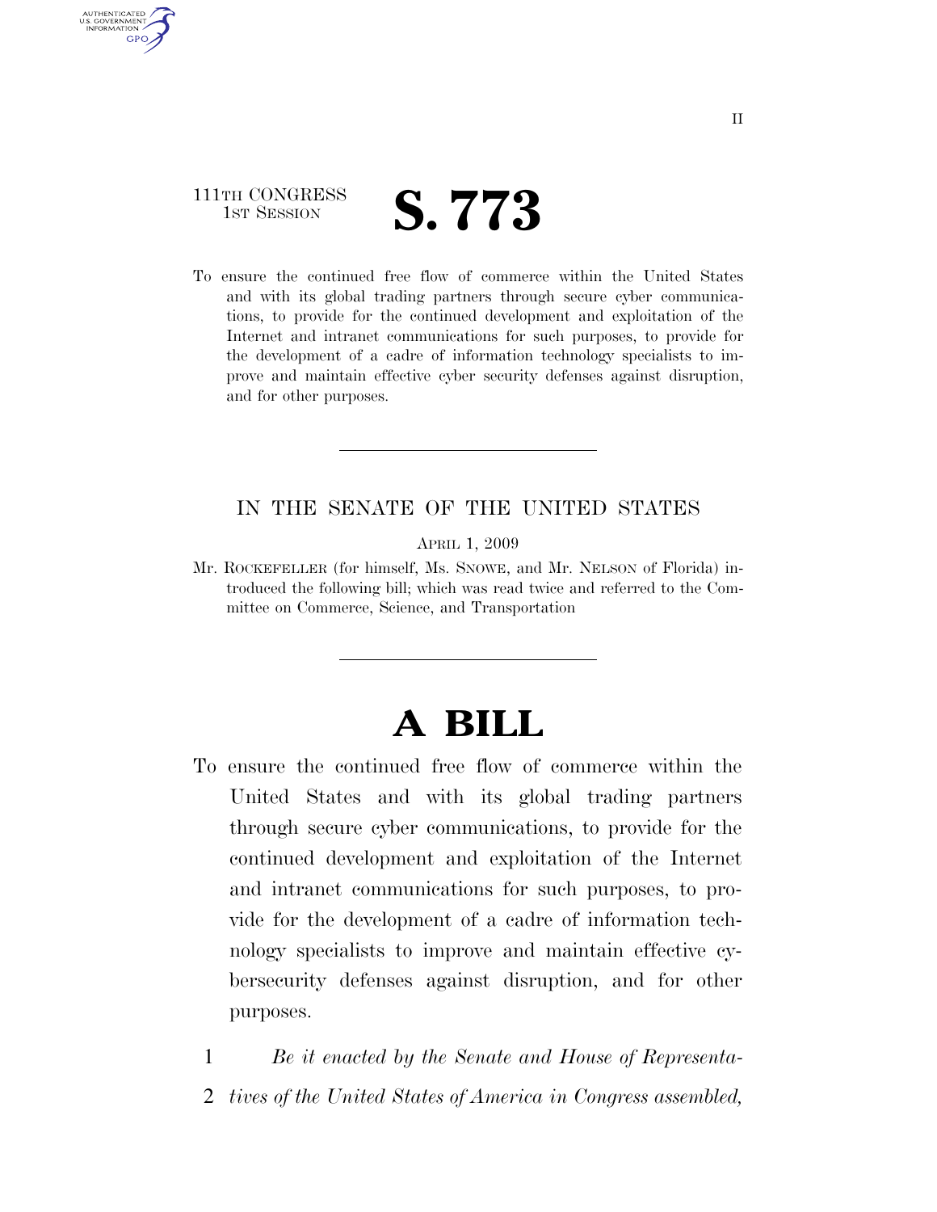111TH CONGRESS
1ST SESSION

# S. 773

To ensure the continued free flow of commerce within the United States and with its global trading partners through secure cyber communications, to provide for the continued development and exploitation of the Internet and intranet communications for such purposes, to provide for the development of a cadre of information technology specialists to improve and maintain effective cyber security defenses against disruption, and for other purposes.

---

IN THE SENATE OF THE UNITED STATES

APRIL 1, 2009

Mr. ROCKEFELLER (for himself, Ms. SNOWE, and Mr. NELSON of Florida) introduced the following bill; which was read twice and referred to the Committee on Commerce, Science, and Transportation

---

# A BILL

To ensure the continued free flow of commerce within the United States and with its global trading partners through secure cyber communications, to provide for the continued development and exploitation of the Internet and intranet communications for such purposes, to provide for the development of a cadre of information technology specialists to improve and maintain effective cybersecurity defenses against disruption, and for other purposes.

1 *Be it enacted by the Senate and House of Representa-*
2 *tives of the United States of America in Congress assembled,*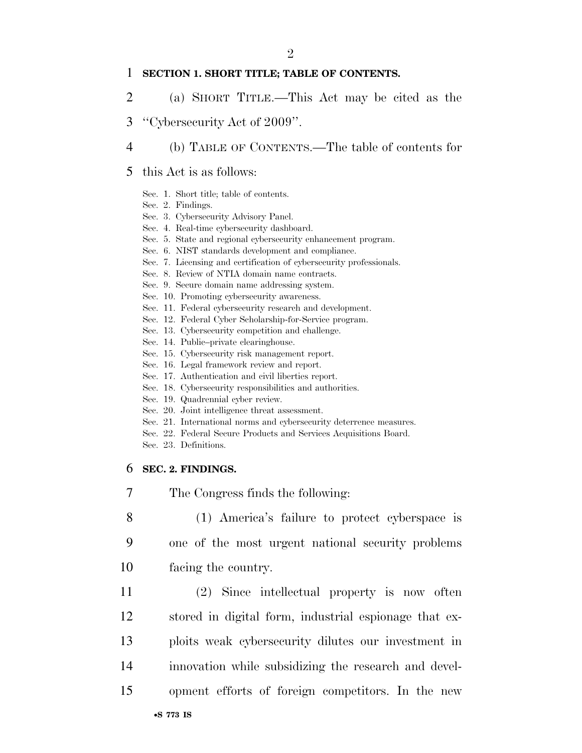**SECTION 1. SHORT TITLE; TABLE OF CONTENTS.**

(a) SHORT TITLE.—This Act may be cited as the ''Cybersecurity Act of 2009''.

(b) TABLE OF CONTENTS.—The table of contents for this Act is as follows:

Sec. 1. Short title; table of contents.
Sec. 2. Findings.
Sec. 3. Cybersecurity Advisory Panel.
Sec. 4. Real-time cybersecurity dashboard.
Sec. 5. State and regional cybersecurity enhancement program.
Sec. 6. NIST standards development and compliance.
Sec. 7. Licensing and certification of cybersecurity professionals.
Sec. 8. Review of NTIA domain name contracts.
Sec. 9. Secure domain name addressing system.
Sec. 10. Promoting cybersecurity awareness.
Sec. 11. Federal cybersecurity research and development.
Sec. 12. Federal Cyber Scholarship-for-Service program.
Sec. 13. Cybersecurity competition and challenge.
Sec. 14. Public–private clearinghouse.
Sec. 15. Cybersecurity risk management report.
Sec. 16. Legal framework review and report.
Sec. 17. Authentication and civil liberties report.
Sec. 18. Cybersecurity responsibilities and authorities.
Sec. 19. Quadrennial cyber review.
Sec. 20. Joint intelligence threat assessment.
Sec. 21. International norms and cybersecurity deterrence measures.
Sec. 22. Federal Secure Products and Services Acquisitions Board.
Sec. 23. Definitions.

**SEC. 2. FINDINGS.**

The Congress finds the following:

(1) America's failure to protect cyberspace is one of the most urgent national security problems facing the country.

(2) Since intellectual property is now often stored in digital form, industrial espionage that exploits weak cybersecurity dilutes our investment in innovation while subsidizing the research and development efforts of foreign competitors. In the new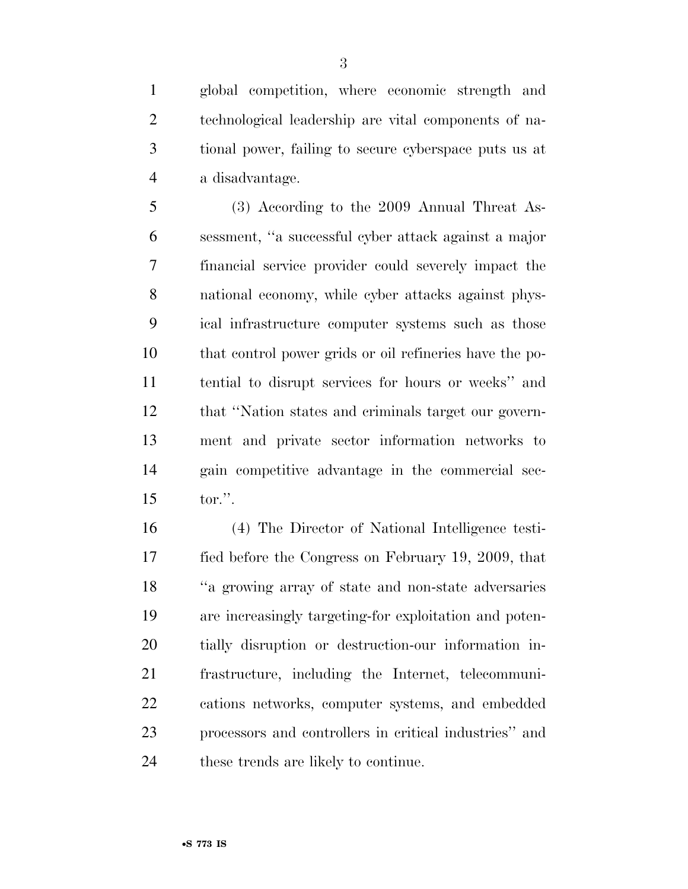global competition, where economic strength and technological leadership are vital components of national power, failing to secure cyberspace puts us at a disadvantage.

(3) According to the 2009 Annual Threat Assessment, "a successful cyber attack against a major financial service provider could severely impact the national economy, while cyber attacks against physical infrastructure computer systems such as those that control power grids or oil refineries have the potential to disrupt services for hours or weeks" and that "Nation states and criminals target our government and private sector information networks to gain competitive advantage in the commercial sector.".

(4) The Director of National Intelligence testified before the Congress on February 19, 2009, that "a growing array of state and non-state adversaries are increasingly targeting-for exploitation and potentially disruption or destruction-our information infrastructure, including the Internet, telecommunications networks, computer systems, and embedded processors and controllers in critical industries" and these trends are likely to continue.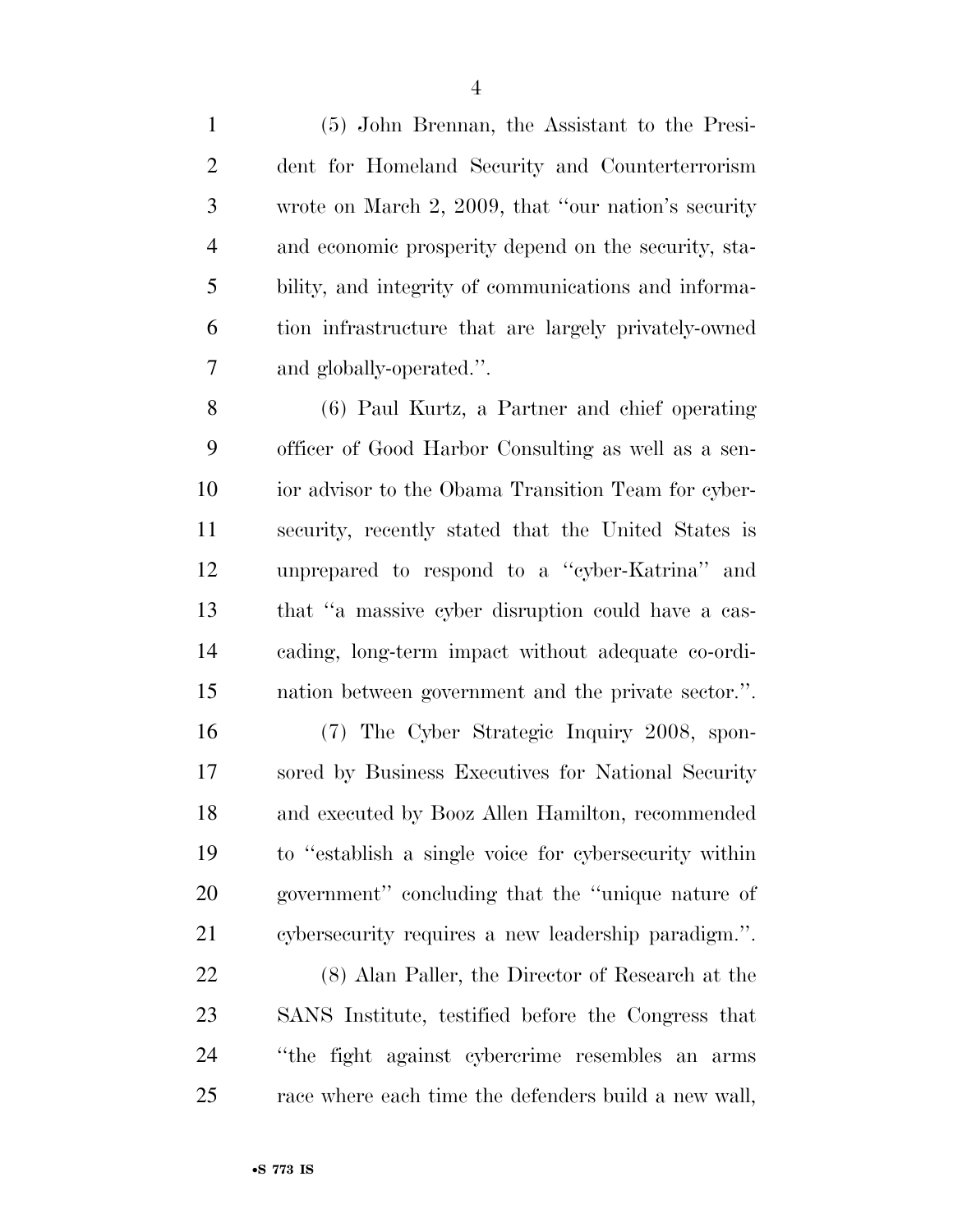(5) John Brennan, the Assistant to the President for Homeland Security and Counterterrorism wrote on March 2, 2009, that "our nation's security and economic prosperity depend on the security, stability, and integrity of communications and information infrastructure that are largely privately-owned and globally-operated.".

(6) Paul Kurtz, a Partner and chief operating officer of Good Harbor Consulting as well as a senior advisor to the Obama Transition Team for cybersecurity, recently stated that the United States is unprepared to respond to a "cyber-Katrina" and that "a massive cyber disruption could have a cascading, long-term impact without adequate co-ordination between government and the private sector.".

(7) The Cyber Strategic Inquiry 2008, sponsored by Business Executives for National Security and executed by Booz Allen Hamilton, recommended to "establish a single voice for cybersecurity within government" concluding that the "unique nature of cybersecurity requires a new leadership paradigm.".

(8) Alan Paller, the Director of Research at the SANS Institute, testified before the Congress that "the fight against cybercrime resembles an arms race where each time the defenders build a new wall,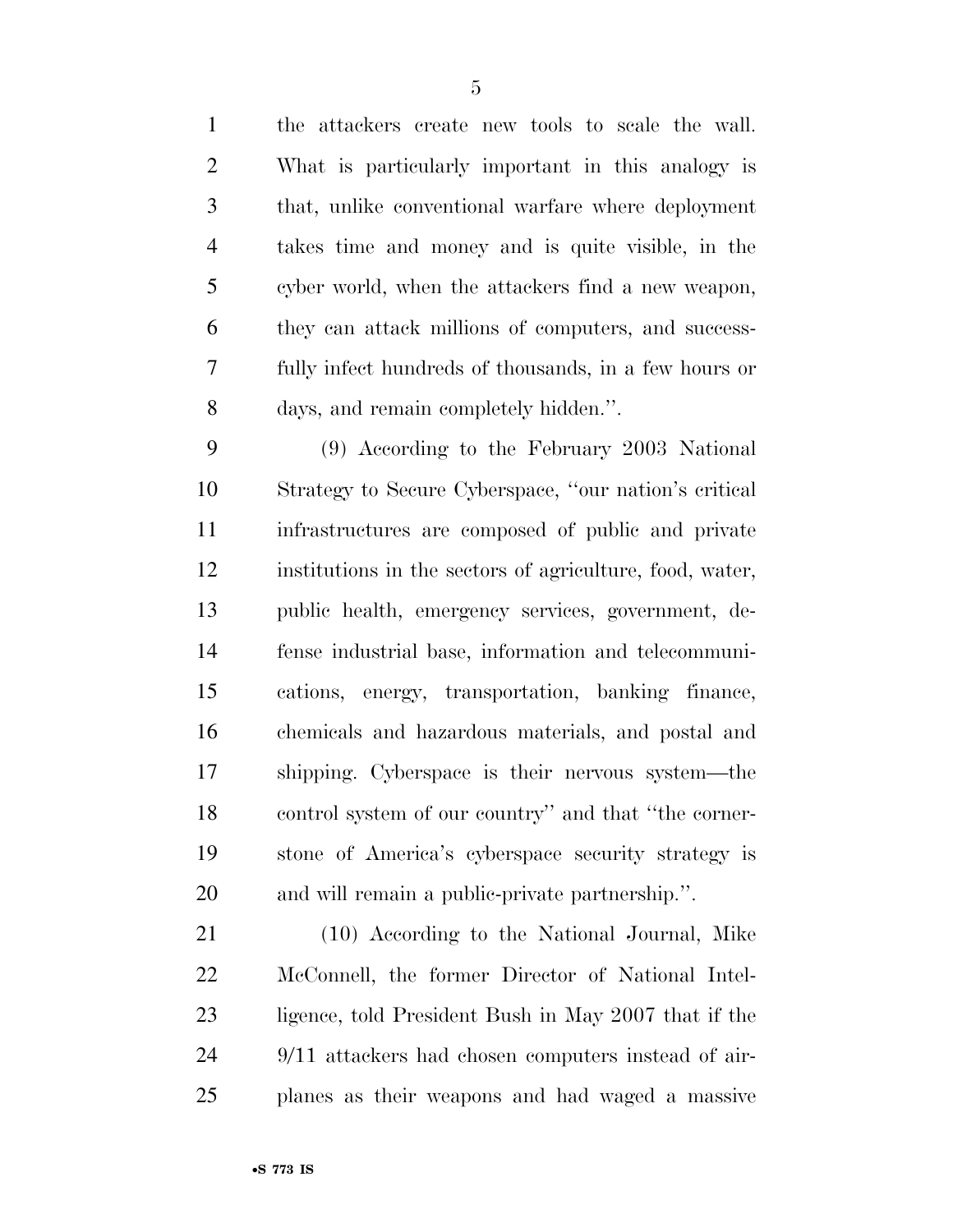the attackers create new tools to scale the wall. What is particularly important in this analogy is that, unlike conventional warfare where deployment takes time and money and is quite visible, in the cyber world, when the attackers find a new weapon, they can attack millions of computers, and successfully infect hundreds of thousands, in a few hours or days, and remain completely hidden.''.

(9) According to the February 2003 National Strategy to Secure Cyberspace, ''our nation's critical infrastructures are composed of public and private institutions in the sectors of agriculture, food, water, public health, emergency services, government, defense industrial base, information and telecommunications, energy, transportation, banking finance, chemicals and hazardous materials, and postal and shipping. Cyberspace is their nervous system—the control system of our country'' and that ''the cornerstone of America's cyberspace security strategy is and will remain a public-private partnership.''.

(10) According to the National Journal, Mike McConnell, the former Director of National Intelligence, told President Bush in May 2007 that if the 9/11 attackers had chosen computers instead of airplanes as their weapons and had waged a massive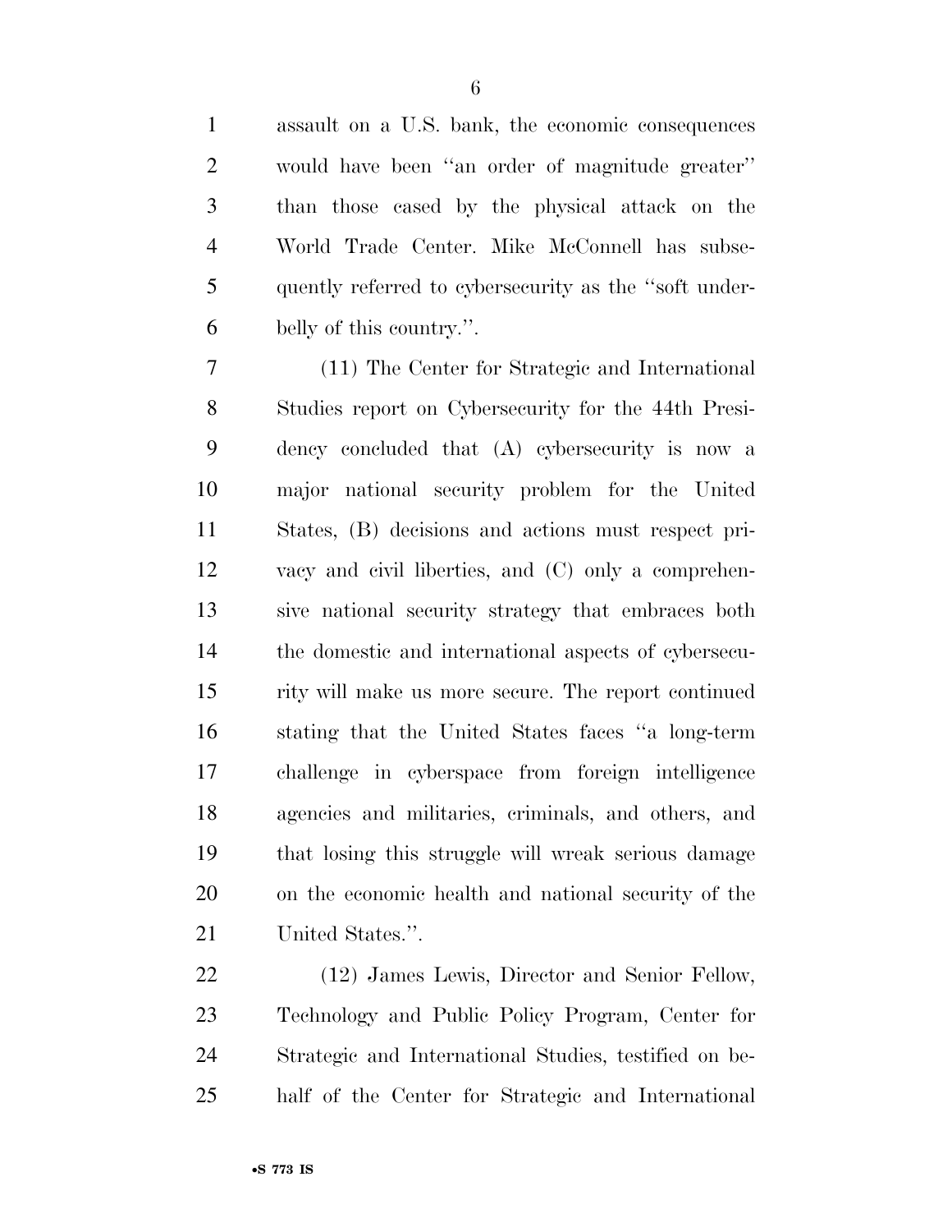assault on a U.S. bank, the economic consequences would have been ''an order of magnitude greater'' than those cased by the physical attack on the World Trade Center. Mike McConnell has subsequently referred to cybersecurity as the ''soft underbelly of this country.''.

(11) The Center for Strategic and International Studies report on Cybersecurity for the 44th Presidency concluded that (A) cybersecurity is now a major national security problem for the United States, (B) decisions and actions must respect privacy and civil liberties, and (C) only a comprehensive national security strategy that embraces both the domestic and international aspects of cybersecurity will make us more secure. The report continued stating that the United States faces ''a long-term challenge in cyberspace from foreign intelligence agencies and militaries, criminals, and others, and that losing this struggle will wreak serious damage on the economic health and national security of the United States.''.

(12) James Lewis, Director and Senior Fellow, Technology and Public Policy Program, Center for Strategic and International Studies, testified on behalf of the Center for Strategic and International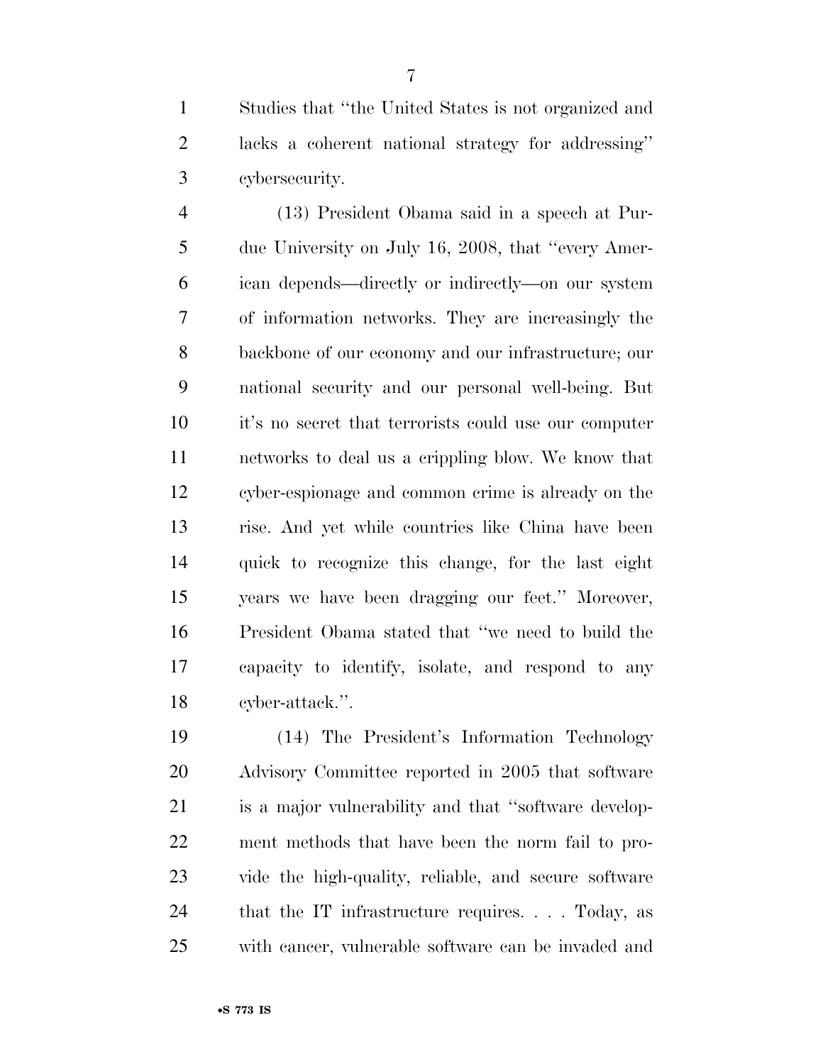Studies that ''the United States is not organized and lacks a coherent national strategy for addressing'' cybersecurity.

(13) President Obama said in a speech at Purdue University on July 16, 2008, that ''every American depends—directly or indirectly—on our system of information networks. They are increasingly the backbone of our economy and our infrastructure; our national security and our personal well-being. But it's no secret that terrorists could use our computer networks to deal us a crippling blow. We know that cyber-espionage and common crime is already on the rise. And yet while countries like China have been quick to recognize this change, for the last eight years we have been dragging our feet.'' Moreover, President Obama stated that ''we need to build the capacity to identify, isolate, and respond to any cyber-attack.''.

(14) The President's Information Technology Advisory Committee reported in 2005 that software is a major vulnerability and that ''software development methods that have been the norm fail to provide the high-quality, reliable, and secure software that the IT infrastructure requires. . . . Today, as with cancer, vulnerable software can be invaded and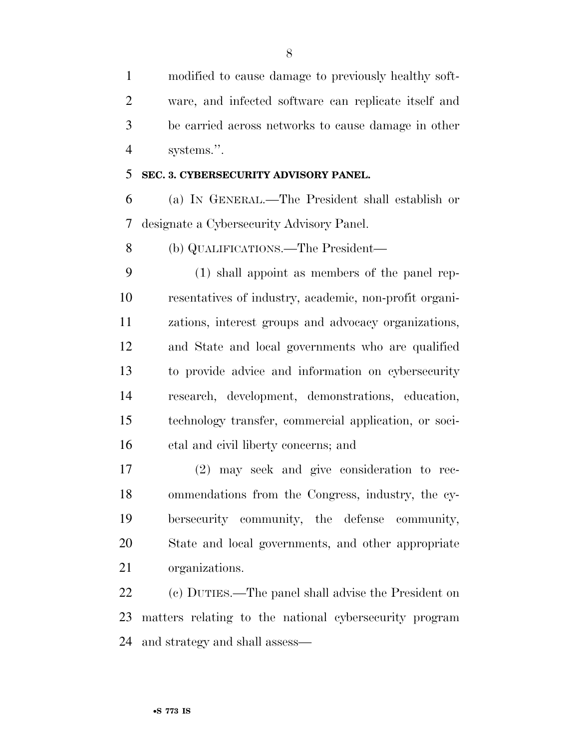modified to cause damage to previously healthy software, and infected software can replicate itself and be carried across networks to cause damage in other systems.''.

**SEC. 3. CYBERSECURITY ADVISORY PANEL.**

(a) IN GENERAL.—The President shall establish or designate a Cybersecurity Advisory Panel.

(b) QUALIFICATIONS.—The President—

(1) shall appoint as members of the panel representatives of industry, academic, non-profit organizations, interest groups and advocacy organizations, and State and local governments who are qualified to provide advice and information on cybersecurity research, development, demonstrations, education, technology transfer, commercial application, or societal and civil liberty concerns; and

(2) may seek and give consideration to recommendations from the Congress, industry, the cybersecurity community, the defense community, State and local governments, and other appropriate organizations.

(c) DUTIES.—The panel shall advise the President on matters relating to the national cybersecurity program and strategy and shall assess—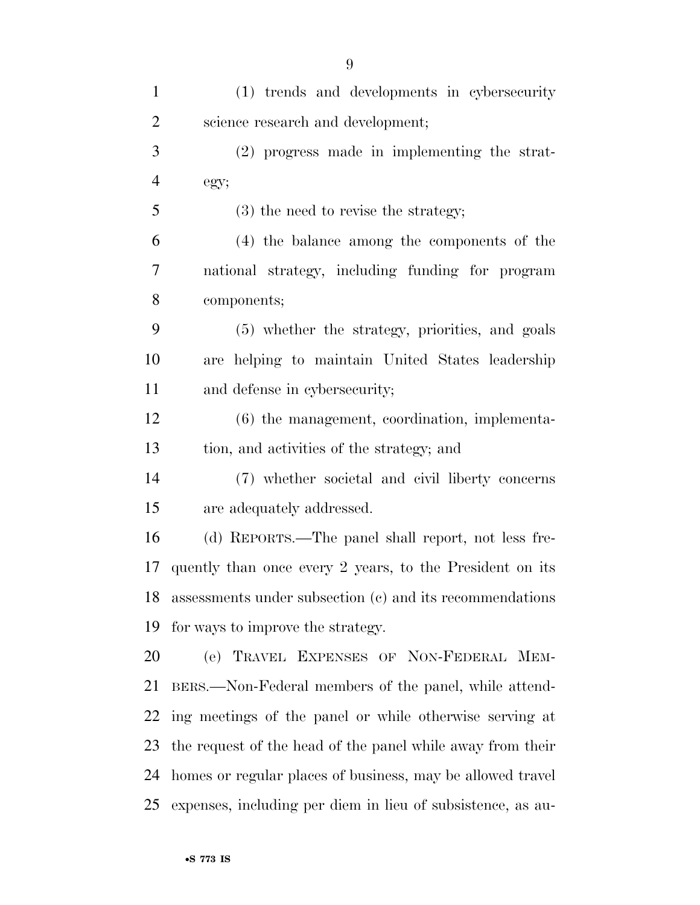(1) trends and developments in cybersecurity science research and development;

(2) progress made in implementing the strategy;

(3) the need to revise the strategy;

(4) the balance among the components of the national strategy, including funding for program components;

(5) whether the strategy, priorities, and goals are helping to maintain United States leadership and defense in cybersecurity;

(6) the management, coordination, implementation, and activities of the strategy; and

(7) whether societal and civil liberty concerns are adequately addressed.

(d) REPORTS.—The panel shall report, not less frequently than once every 2 years, to the President on its assessments under subsection (c) and its recommendations for ways to improve the strategy.

(e) TRAVEL EXPENSES OF NON-FEDERAL MEMBERS.—Non-Federal members of the panel, while attending meetings of the panel or while otherwise serving at the request of the head of the panel while away from their homes or regular places of business, may be allowed travel expenses, including per diem in lieu of subsistence, as au-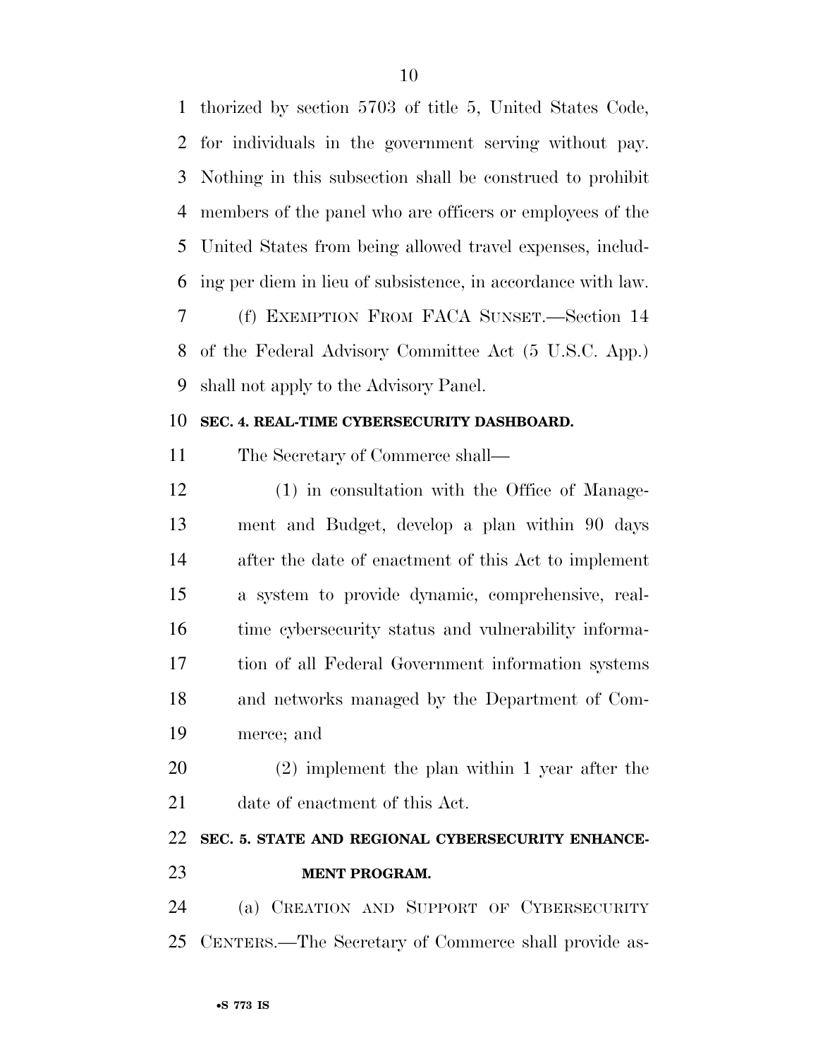thorized by section 5703 of title 5, United States Code, for individuals in the government serving without pay. Nothing in this subsection shall be construed to prohibit members of the panel who are officers or employees of the United States from being allowed travel expenses, including per diem in lieu of subsistence, in accordance with law.

(f) EXEMPTION FROM FACA SUNSET.—Section 14 of the Federal Advisory Committee Act (5 U.S.C. App.) shall not apply to the Advisory Panel.

**SEC. 4. REAL-TIME CYBERSECURITY DASHBOARD.**

The Secretary of Commerce shall—

(1) in consultation with the Office of Management and Budget, develop a plan within 90 days after the date of enactment of this Act to implement a system to provide dynamic, comprehensive, real-time cybersecurity status and vulnerability information of all Federal Government information systems and networks managed by the Department of Commerce; and

(2) implement the plan within 1 year after the date of enactment of this Act.

**SEC. 5. STATE AND REGIONAL CYBERSECURITY ENHANCEMENT PROGRAM.**

(a) CREATION AND SUPPORT OF CYBERSECURITY CENTERS.—The Secretary of Commerce shall provide as-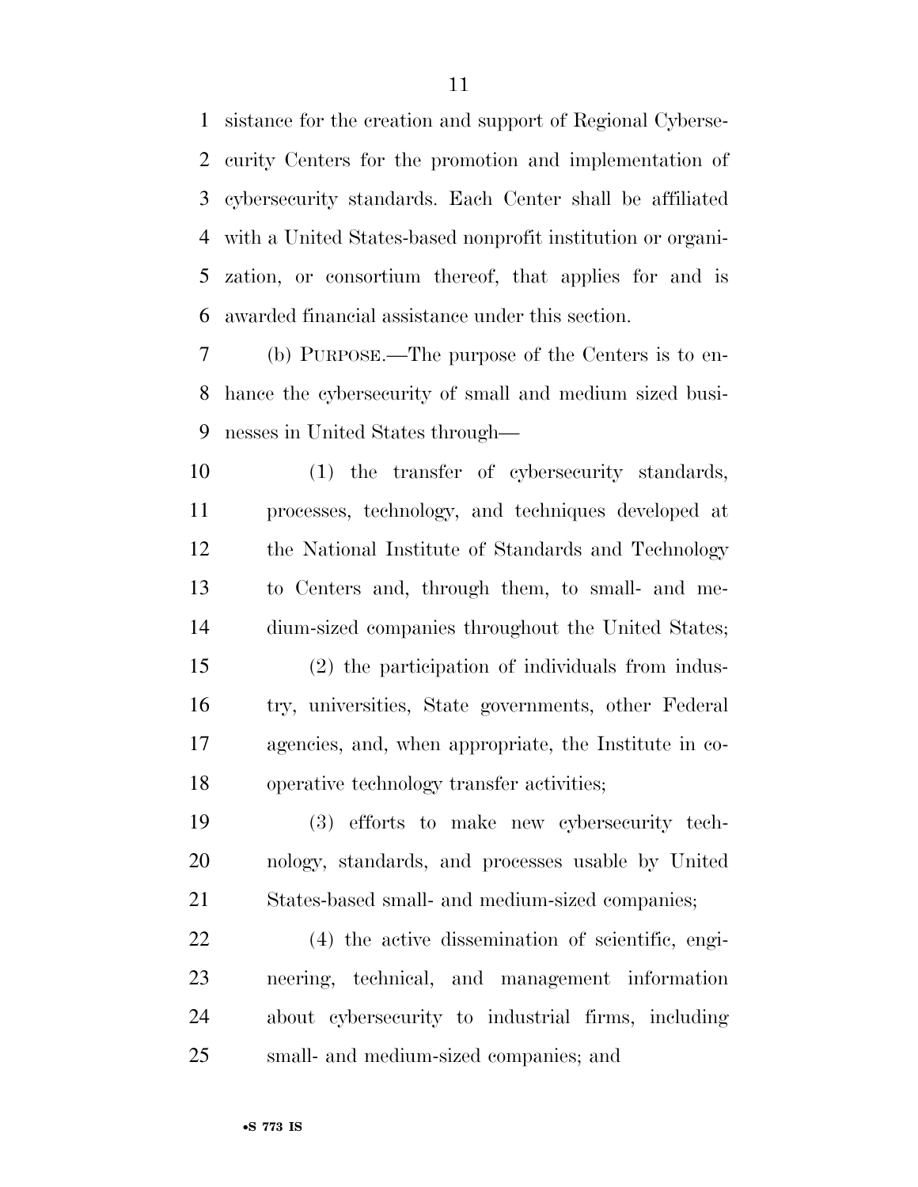sistance for the creation and support of Regional Cybersecurity Centers for the promotion and implementation of cybersecurity standards. Each Center shall be affiliated with a United States-based nonprofit institution or organization, or consortium thereof, that applies for and is awarded financial assistance under this section.

(b) PURPOSE.—The purpose of the Centers is to enhance the cybersecurity of small and medium sized businesses in United States through—

(1) the transfer of cybersecurity standards, processes, technology, and techniques developed at the National Institute of Standards and Technology to Centers and, through them, to small- and medium-sized companies throughout the United States;

(2) the participation of individuals from industry, universities, State governments, other Federal agencies, and, when appropriate, the Institute in cooperative technology transfer activities;

(3) efforts to make new cybersecurity technology, standards, and processes usable by United States-based small- and medium-sized companies;

(4) the active dissemination of scientific, engineering, technical, and management information about cybersecurity to industrial firms, including small- and medium-sized companies; and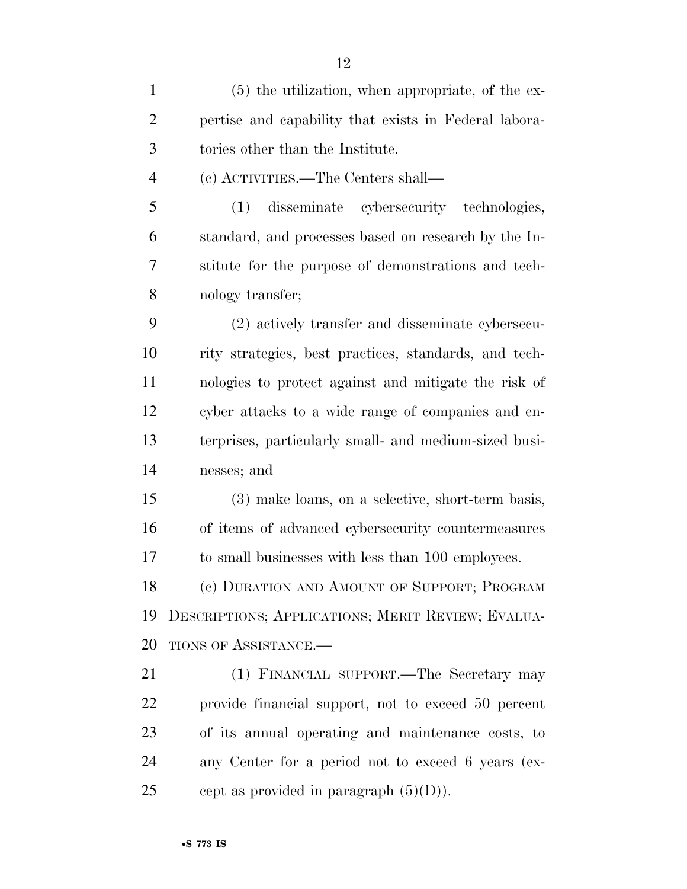(5) the utilization, when appropriate, of the expertise and capability that exists in Federal laboratories other than the Institute.

(c) ACTIVITIES.—The Centers shall—

(1) disseminate cybersecurity technologies, standard, and processes based on research by the Institute for the purpose of demonstrations and technology transfer;

(2) actively transfer and disseminate cybersecurity strategies, best practices, standards, and technologies to protect against and mitigate the risk of cyber attacks to a wide range of companies and enterprises, particularly small- and medium-sized businesses; and

(3) make loans, on a selective, short-term basis, of items of advanced cybersecurity countermeasures to small businesses with less than 100 employees.

(e) DURATION AND AMOUNT OF SUPPORT; PROGRAM DESCRIPTIONS; APPLICATIONS; MERIT REVIEW; EVALUATIONS OF ASSISTANCE.—

(1) FINANCIAL SUPPORT.—The Secretary may provide financial support, not to exceed 50 percent of its annual operating and maintenance costs, to any Center for a period not to exceed 6 years (except as provided in paragraph (5)(D)).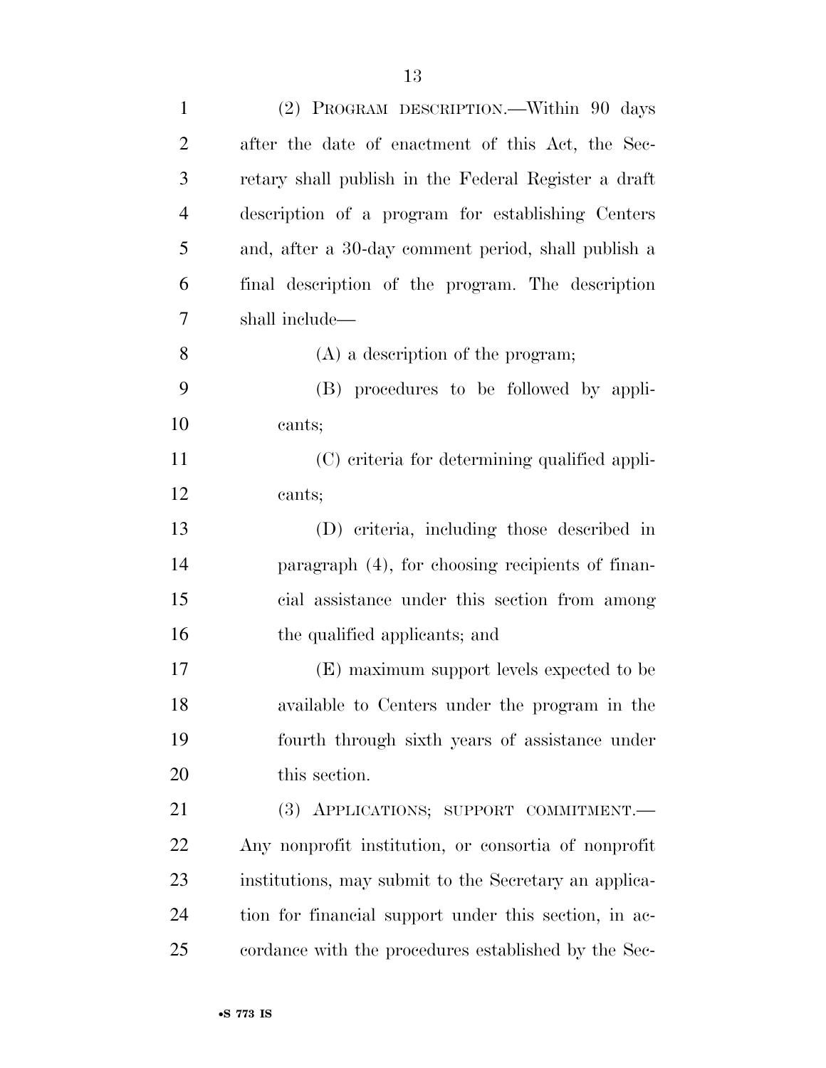(2) PROGRAM DESCRIPTION.—Within 90 days after the date of enactment of this Act, the Secretary shall publish in the Federal Register a draft description of a program for establishing Centers and, after a 30-day comment period, shall publish a final description of the program. The description shall include—

(A) a description of the program;

(B) procedures to be followed by applicants;

(C) criteria for determining qualified applicants;

(D) criteria, including those described in paragraph (4), for choosing recipients of financial assistance under this section from among the qualified applicants; and

(E) maximum support levels expected to be available to Centers under the program in the fourth through sixth years of assistance under this section.

(3) APPLICATIONS; SUPPORT COMMITMENT.—Any nonprofit institution, or consortia of nonprofit institutions, may submit to the Secretary an application for financial support under this section, in accordance with the procedures established by the Sec-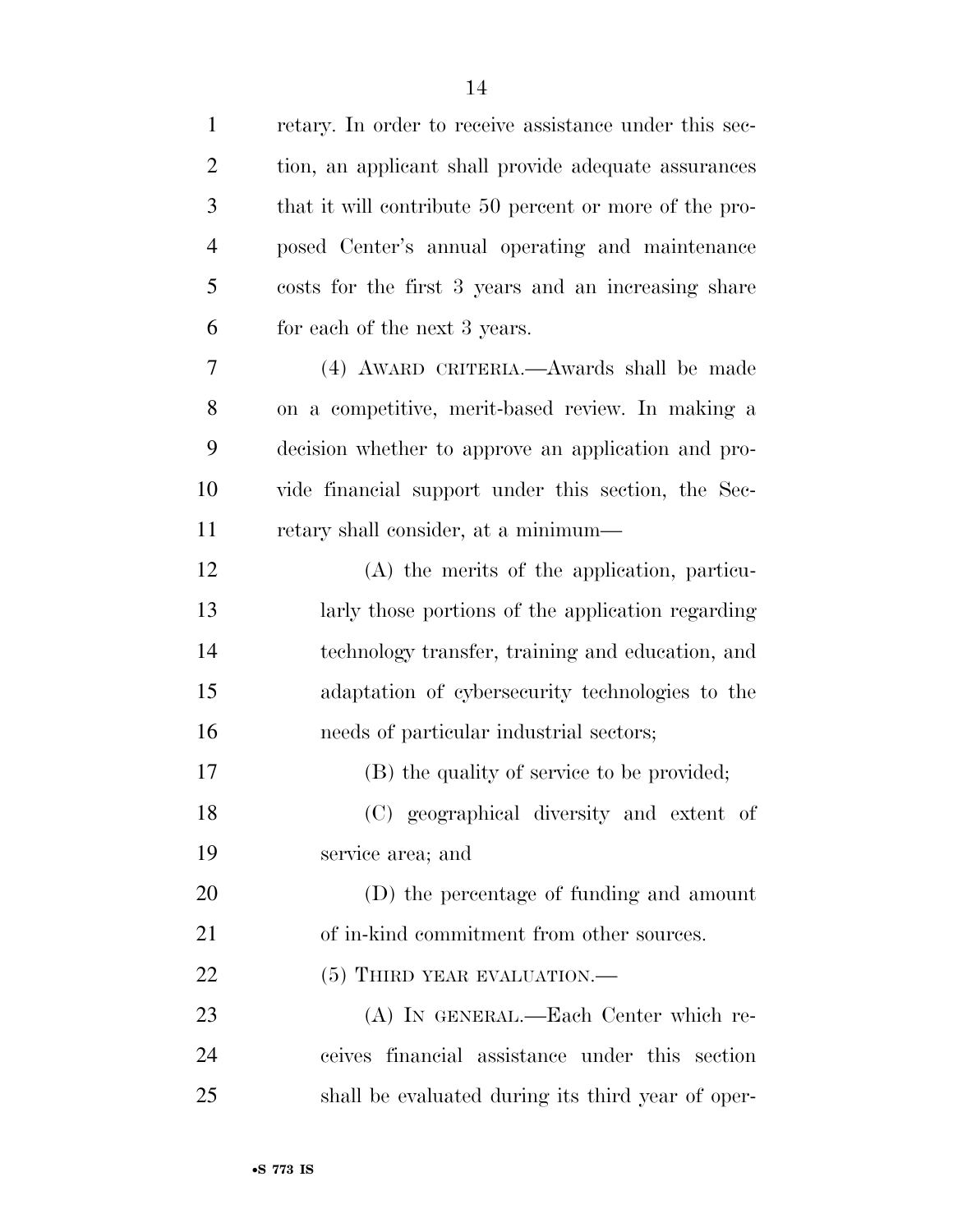retary. In order to receive assistance under this section, an applicant shall provide adequate assurances that it will contribute 50 percent or more of the proposed Center's annual operating and maintenance costs for the first 3 years and an increasing share for each of the next 3 years.

(4) AWARD CRITERIA.—Awards shall be made on a competitive, merit-based review. In making a decision whether to approve an application and provide financial support under this section, the Secretary shall consider, at a minimum—

(A) the merits of the application, particularly those portions of the application regarding technology transfer, training and education, and adaptation of cybersecurity technologies to the needs of particular industrial sectors;

(B) the quality of service to be provided;

(C) geographical diversity and extent of service area; and

(D) the percentage of funding and amount of in-kind commitment from other sources.

(5) THIRD YEAR EVALUATION.—

(A) IN GENERAL.—Each Center which receives financial assistance under this section shall be evaluated during its third year of oper-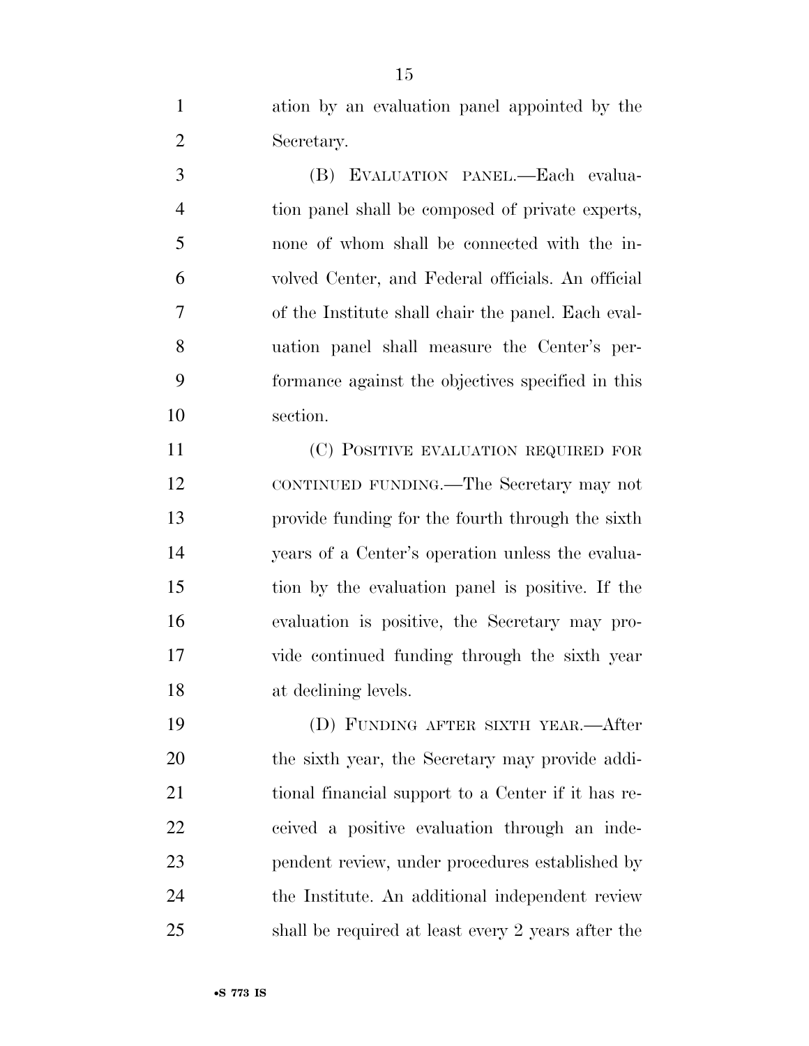ation by an evaluation panel appointed by the Secretary.

(B) EVALUATION PANEL.—Each evaluation panel shall be composed of private experts, none of whom shall be connected with the involved Center, and Federal officials. An official of the Institute shall chair the panel. Each evaluation panel shall measure the Center's performance against the objectives specified in this section.

(C) POSITIVE EVALUATION REQUIRED FOR CONTINUED FUNDING.—The Secretary may not provide funding for the fourth through the sixth years of a Center's operation unless the evaluation by the evaluation panel is positive. If the evaluation is positive, the Secretary may provide continued funding through the sixth year at declining levels.

(D) FUNDING AFTER SIXTH YEAR.—After the sixth year, the Secretary may provide additional financial support to a Center if it has received a positive evaluation through an independent review, under procedures established by the Institute. An additional independent review shall be required at least every 2 years after the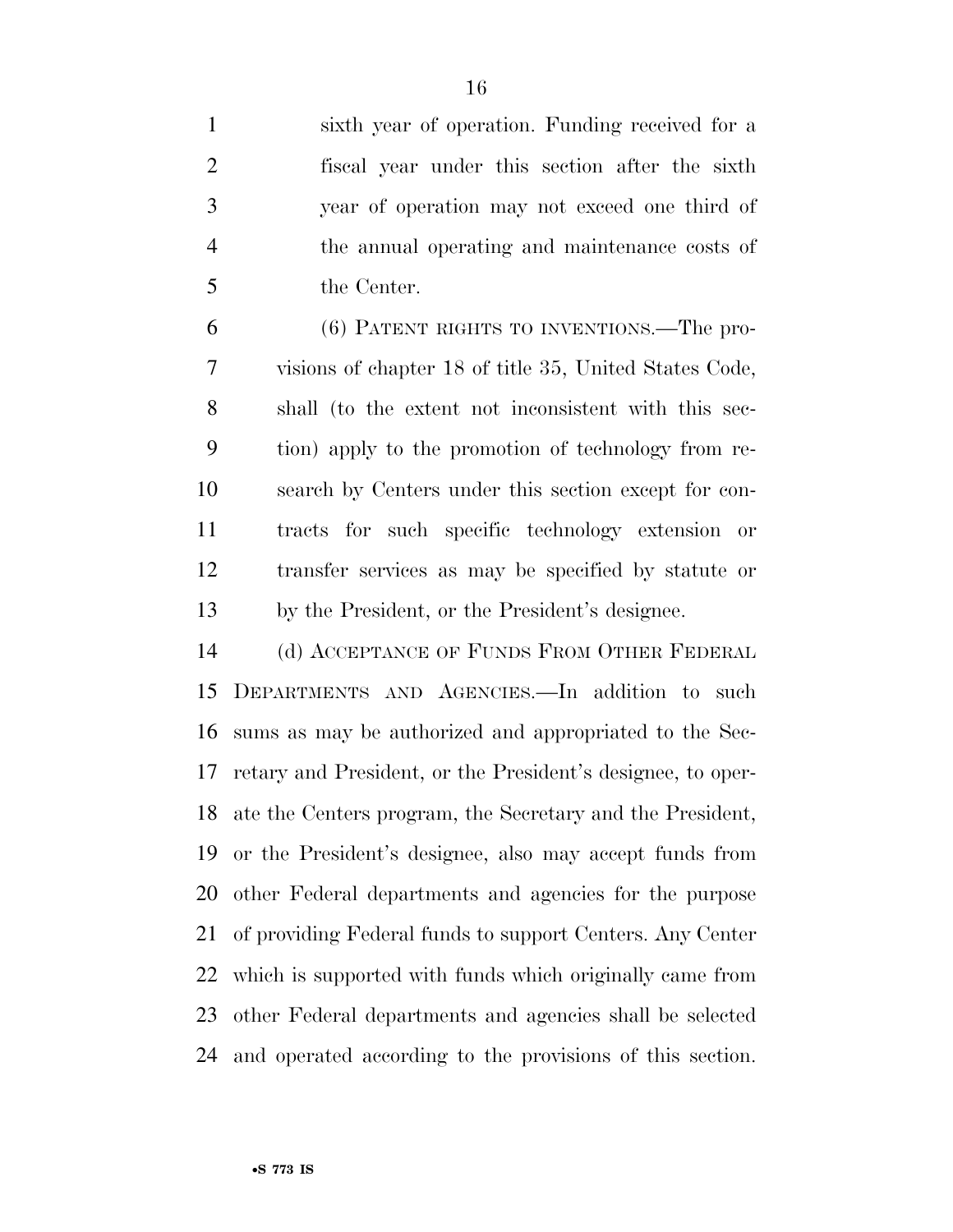sixth year of operation. Funding received for a fiscal year under this section after the sixth year of operation may not exceed one third of the annual operating and maintenance costs of the Center.

(6) PATENT RIGHTS TO INVENTIONS.—The provisions of chapter 18 of title 35, United States Code, shall (to the extent not inconsistent with this section) apply to the promotion of technology from research by Centers under this section except for contracts for such specific technology extension or transfer services as may be specified by statute or by the President, or the President's designee.

(d) ACCEPTANCE OF FUNDS FROM OTHER FEDERAL DEPARTMENTS AND AGENCIES.—In addition to such sums as may be authorized and appropriated to the Secretary and President, or the President's designee, to operate the Centers program, the Secretary and the President, or the President's designee, also may accept funds from other Federal departments and agencies for the purpose of providing Federal funds to support Centers. Any Center which is supported with funds which originally came from other Federal departments and agencies shall be selected and operated according to the provisions of this section.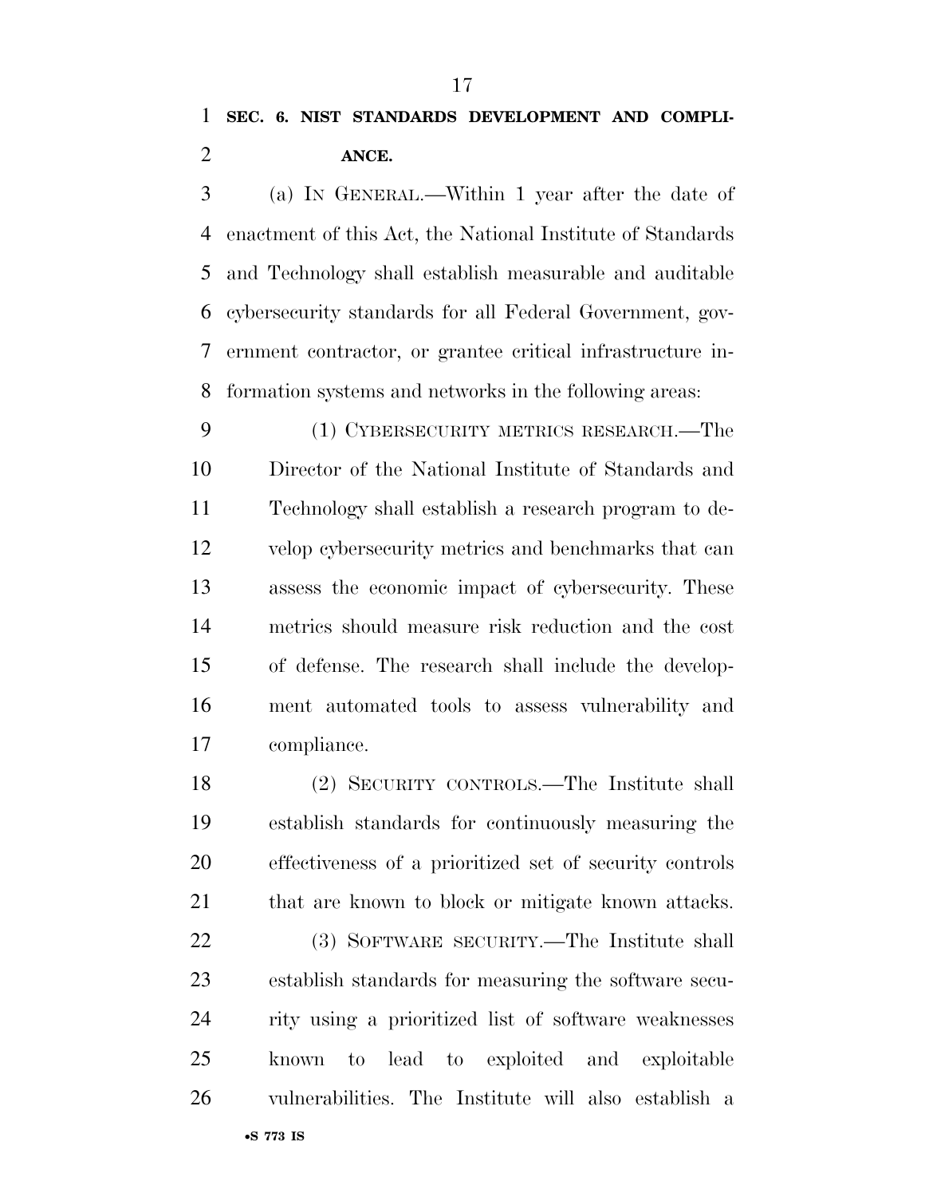## SEC. 6. NIST STANDARDS DEVELOPMENT AND COMPLIANCE.

(a) IN GENERAL.—Within 1 year after the date of enactment of this Act, the National Institute of Standards and Technology shall establish measurable and auditable cybersecurity standards for all Federal Government, government contractor, or grantee critical infrastructure information systems and networks in the following areas:

(1) CYBERSECURITY METRICS RESEARCH.—The Director of the National Institute of Standards and Technology shall establish a research program to develop cybersecurity metrics and benchmarks that can assess the economic impact of cybersecurity. These metrics should measure risk reduction and the cost of defense. The research shall include the development automated tools to assess vulnerability and compliance.

(2) SECURITY CONTROLS.—The Institute shall establish standards for continuously measuring the effectiveness of a prioritized set of security controls that are known to block or mitigate known attacks.

(3) SOFTWARE SECURITY.—The Institute shall establish standards for measuring the software security using a prioritized list of software weaknesses known to lead to exploited and exploitable vulnerabilities. The Institute will also establish a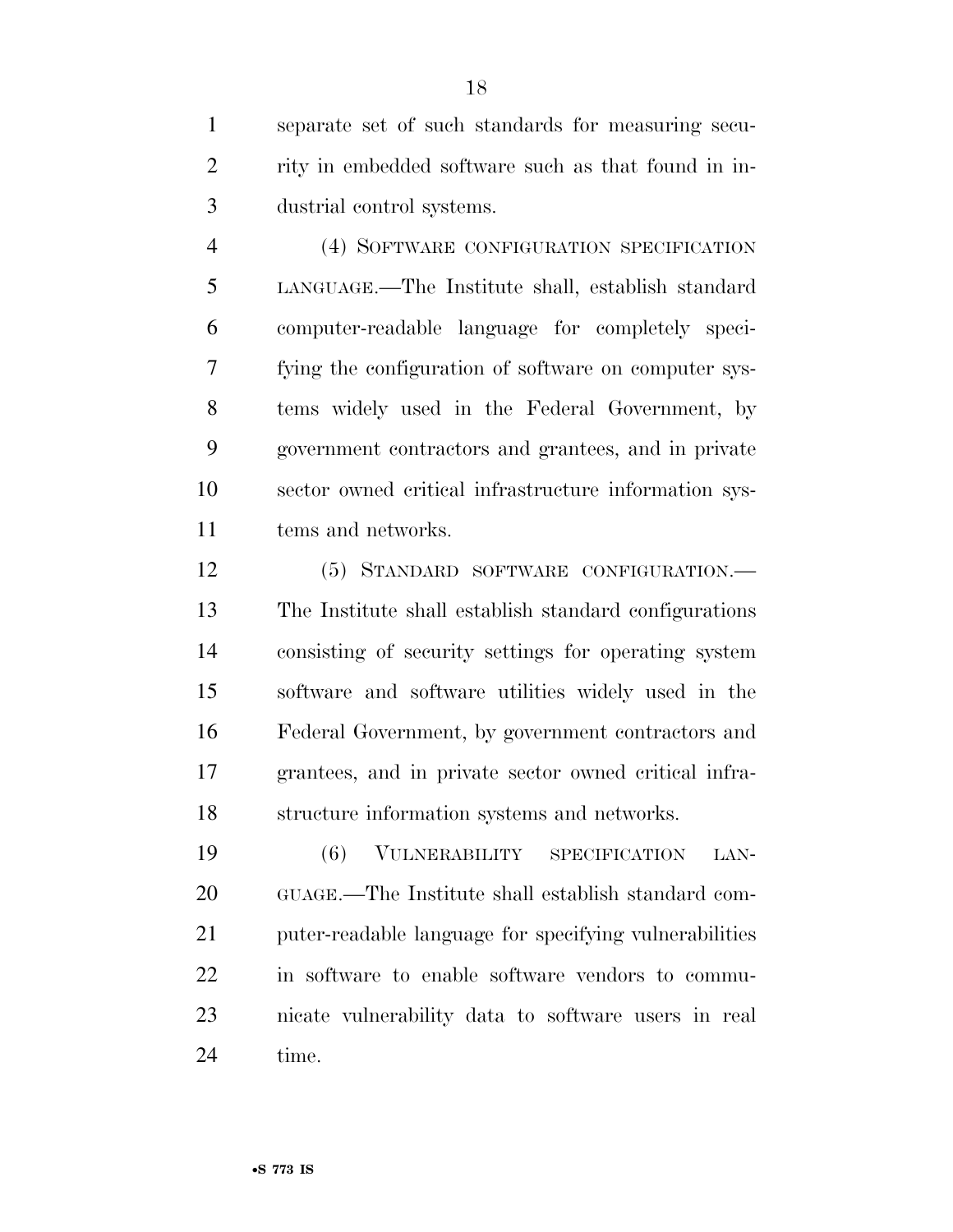separate set of such standards for measuring security in embedded software such as that found in industrial control systems.

(4) SOFTWARE CONFIGURATION SPECIFICATION LANGUAGE.—The Institute shall, establish standard computer-readable language for completely specifying the configuration of software on computer systems widely used in the Federal Government, by government contractors and grantees, and in private sector owned critical infrastructure information systems and networks.

(5) STANDARD SOFTWARE CONFIGURATION.—The Institute shall establish standard configurations consisting of security settings for operating system software and software utilities widely used in the Federal Government, by government contractors and grantees, and in private sector owned critical infrastructure information systems and networks.

(6) VULNERABILITY SPECIFICATION LANGUAGE.—The Institute shall establish standard computer-readable language for specifying vulnerabilities in software to enable software vendors to communicate vulnerability data to software users in real time.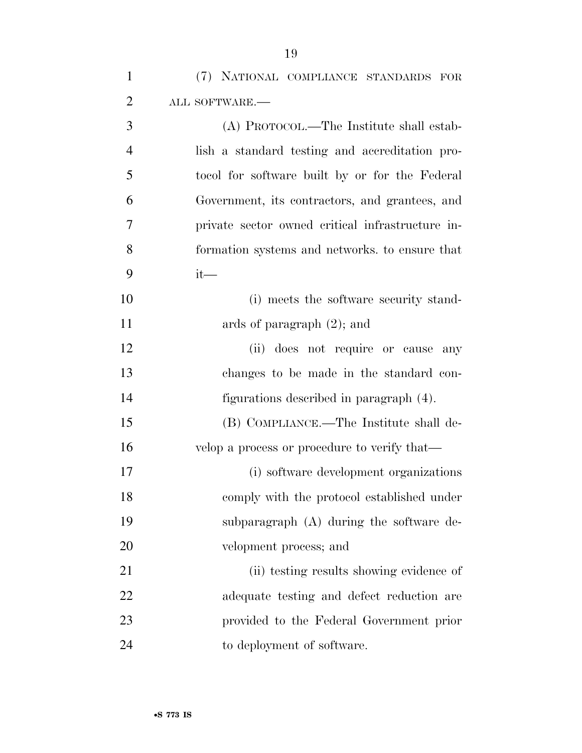(7) NATIONAL COMPLIANCE STANDARDS FOR ALL SOFTWARE.—

(A) PROTOCOL.—The Institute shall establish a standard testing and accreditation protocol for software built by or for the Federal Government, its contractors, and grantees, and private sector owned critical infrastructure information systems and networks. to ensure that it—

(i) meets the software security standards of paragraph (2); and

(ii) does not require or cause any changes to be made in the standard configurations described in paragraph (4).

(B) COMPLIANCE.—The Institute shall develop a process or procedure to verify that—

(i) software development organizations comply with the protocol established under subparagraph (A) during the software development process; and

(ii) testing results showing evidence of adequate testing and defect reduction are provided to the Federal Government prior to deployment of software.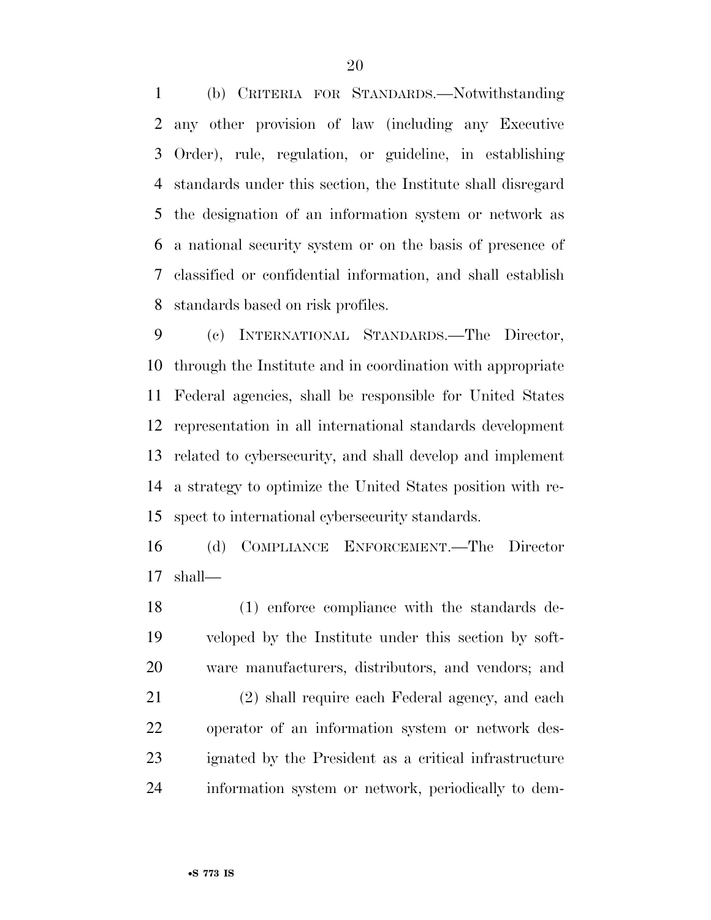(b) CRITERIA FOR STANDARDS.—Notwithstanding any other provision of law (including any Executive Order), rule, regulation, or guideline, in establishing standards under this section, the Institute shall disregard the designation of an information system or network as a national security system or on the basis of presence of classified or confidential information, and shall establish standards based on risk profiles.

(c) INTERNATIONAL STANDARDS.—The Director, through the Institute and in coordination with appropriate Federal agencies, shall be responsible for United States representation in all international standards development related to cybersecurity, and shall develop and implement a strategy to optimize the United States position with respect to international cybersecurity standards.

(d) COMPLIANCE ENFORCEMENT.—The Director shall—

(1) enforce compliance with the standards developed by the Institute under this section by software manufacturers, distributors, and vendors; and

(2) shall require each Federal agency, and each operator of an information system or network designated by the President as a critical infrastructure information system or network, periodically to dem-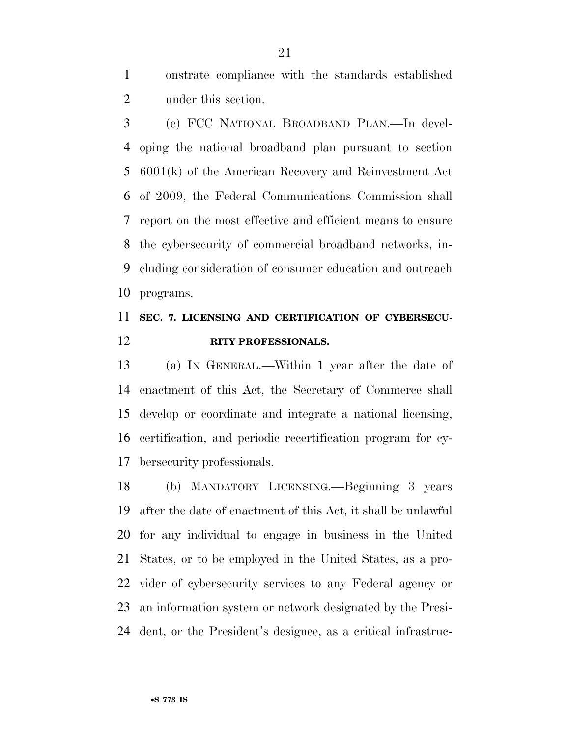onstrate compliance with the standards established under this section.

(e) FCC NATIONAL BROADBAND PLAN.—In developing the national broadband plan pursuant to section 6001(k) of the American Recovery and Reinvestment Act of 2009, the Federal Communications Commission shall report on the most effective and efficient means to ensure the cybersecurity of commercial broadband networks, including consideration of consumer education and outreach programs.

## SEC. 7. LICENSING AND CERTIFICATION OF CYBERSECURITY PROFESSIONALS.

(a) IN GENERAL.—Within 1 year after the date of enactment of this Act, the Secretary of Commerce shall develop or coordinate and integrate a national licensing, certification, and periodic recertification program for cybersecurity professionals.

(b) MANDATORY LICENSING.—Beginning 3 years after the date of enactment of this Act, it shall be unlawful for any individual to engage in business in the United States, or to be employed in the United States, as a provider of cybersecurity services to any Federal agency or an information system or network designated by the President, or the President's designee, as a critical infrastruc-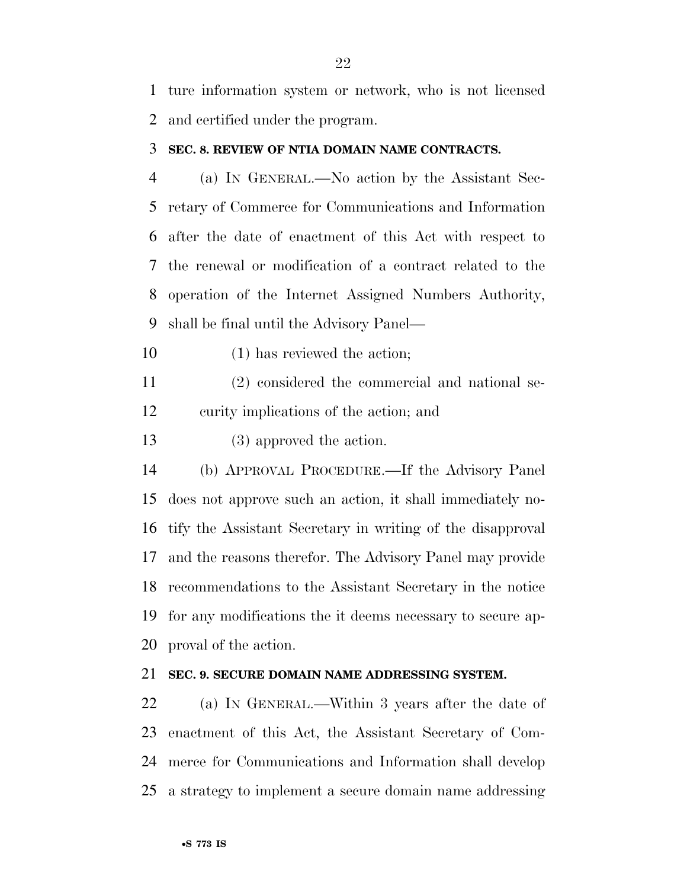ture information system or network, who is not licensed and certified under the program.

### SEC. 8. REVIEW OF NTIA DOMAIN NAME CONTRACTS.

(a) IN GENERAL.—No action by the Assistant Secretary of Commerce for Communications and Information after the date of enactment of this Act with respect to the renewal or modification of a contract related to the operation of the Internet Assigned Numbers Authority, shall be final until the Advisory Panel—

(1) has reviewed the action;

(2) considered the commercial and national security implications of the action; and

(3) approved the action.

(b) APPROVAL PROCEDURE.—If the Advisory Panel does not approve such an action, it shall immediately notify the Assistant Secretary in writing of the disapproval and the reasons therefor. The Advisory Panel may provide recommendations to the Assistant Secretary in the notice for any modifications the it deems necessary to secure approval of the action.

### SEC. 9. SECURE DOMAIN NAME ADDRESSING SYSTEM.

(a) IN GENERAL.—Within 3 years after the date of enactment of this Act, the Assistant Secretary of Commerce for Communications and Information shall develop a strategy to implement a secure domain name addressing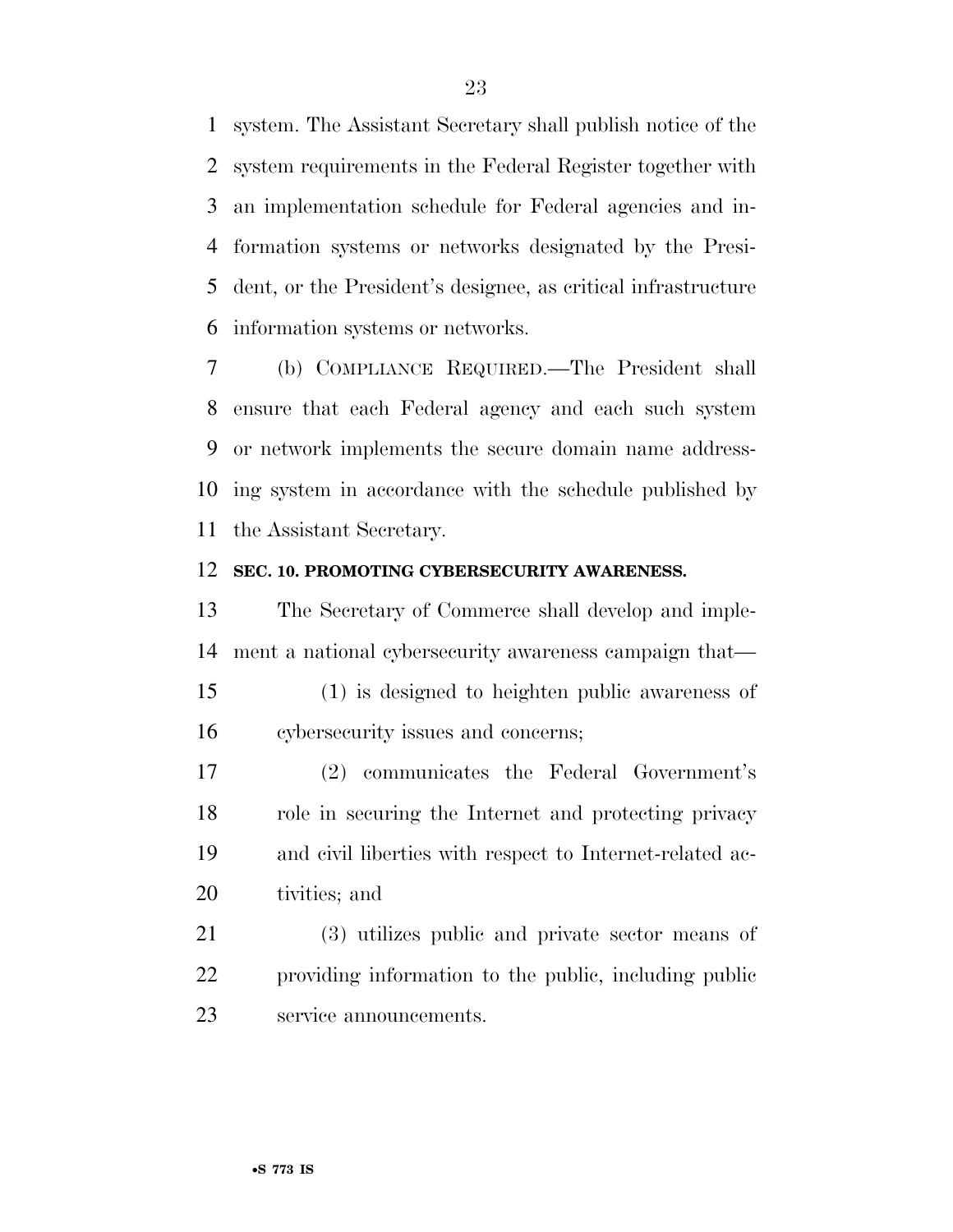system. The Assistant Secretary shall publish notice of the system requirements in the Federal Register together with an implementation schedule for Federal agencies and information systems or networks designated by the President, or the President's designee, as critical infrastructure information systems or networks.

(b) COMPLIANCE REQUIRED.—The President shall ensure that each Federal agency and each such system or network implements the secure domain name addressing system in accordance with the schedule published by the Assistant Secretary.

**SEC. 10. PROMOTING CYBERSECURITY AWARENESS.**

The Secretary of Commerce shall develop and implement a national cybersecurity awareness campaign that—

(1) is designed to heighten public awareness of cybersecurity issues and concerns;

(2) communicates the Federal Government's role in securing the Internet and protecting privacy and civil liberties with respect to Internet-related activities; and

(3) utilizes public and private sector means of providing information to the public, including public service announcements.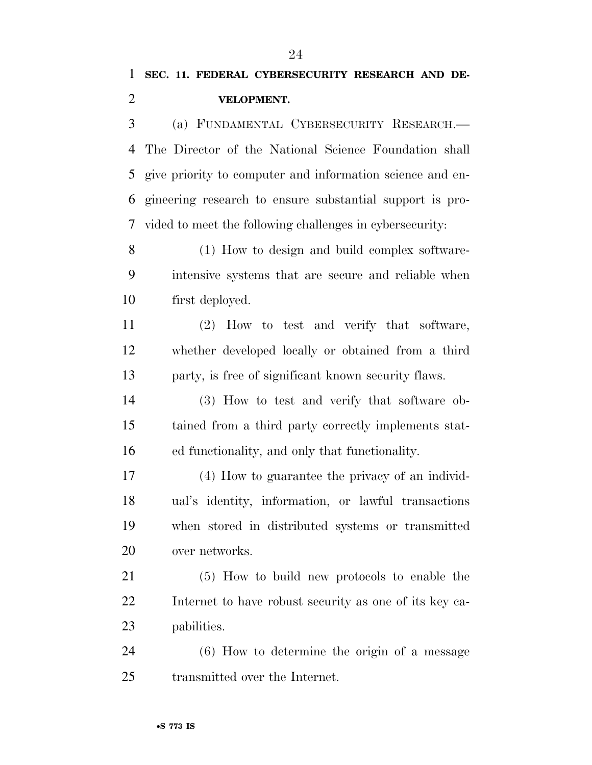## SEC. 11. FEDERAL CYBERSECURITY RESEARCH AND DEVELOPMENT.

(a) FUNDAMENTAL CYBERSECURITY RESEARCH.—The Director of the National Science Foundation shall give priority to computer and information science and engineering research to ensure substantial support is provided to meet the following challenges in cybersecurity:

(1) How to design and build complex software-intensive systems that are secure and reliable when first deployed.

(2) How to test and verify that software, whether developed locally or obtained from a third party, is free of significant known security flaws.

(3) How to test and verify that software obtained from a third party correctly implements stated functionality, and only that functionality.

(4) How to guarantee the privacy of an individual's identity, information, or lawful transactions when stored in distributed systems or transmitted over networks.

(5) How to build new protocols to enable the Internet to have robust security as one of its key capabilities.

(6) How to determine the origin of a message transmitted over the Internet.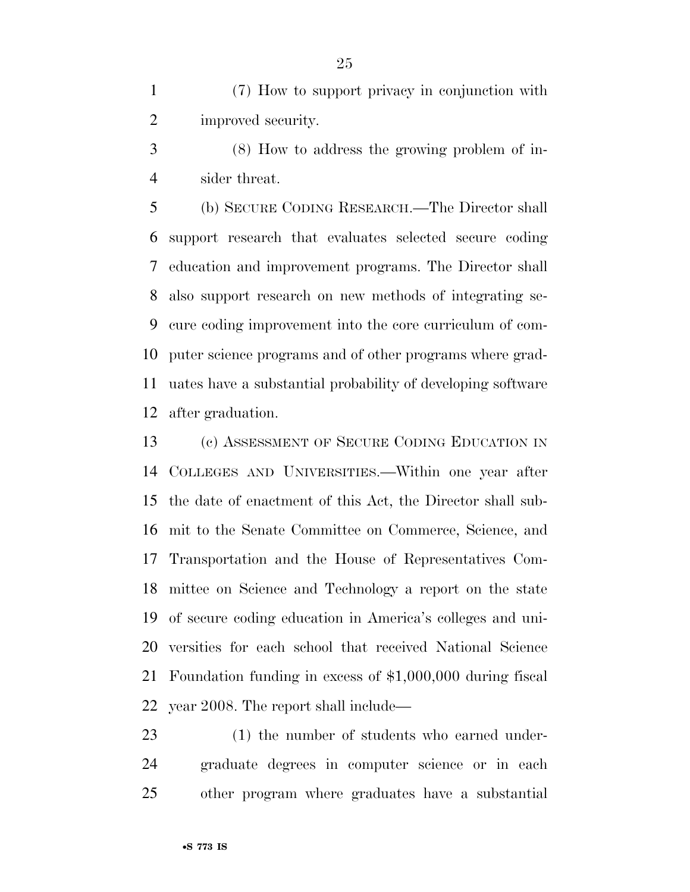(7) How to support privacy in conjunction with improved security.

(8) How to address the growing problem of insider threat.

(b) SECURE CODING RESEARCH.—The Director shall support research that evaluates selected secure coding education and improvement programs. The Director shall also support research on new methods of integrating secure coding improvement into the core curriculum of computer science programs and of other programs where graduates have a substantial probability of developing software after graduation.

(c) ASSESSMENT OF SECURE CODING EDUCATION IN COLLEGES AND UNIVERSITIES.—Within one year after the date of enactment of this Act, the Director shall submit to the Senate Committee on Commerce, Science, and Transportation and the House of Representatives Committee on Science and Technology a report on the state of secure coding education in America's colleges and universities for each school that received National Science Foundation funding in excess of $1,000,000 during fiscal year 2008. The report shall include—

(1) the number of students who earned undergraduate degrees in computer science or in each other program where graduates have a substantial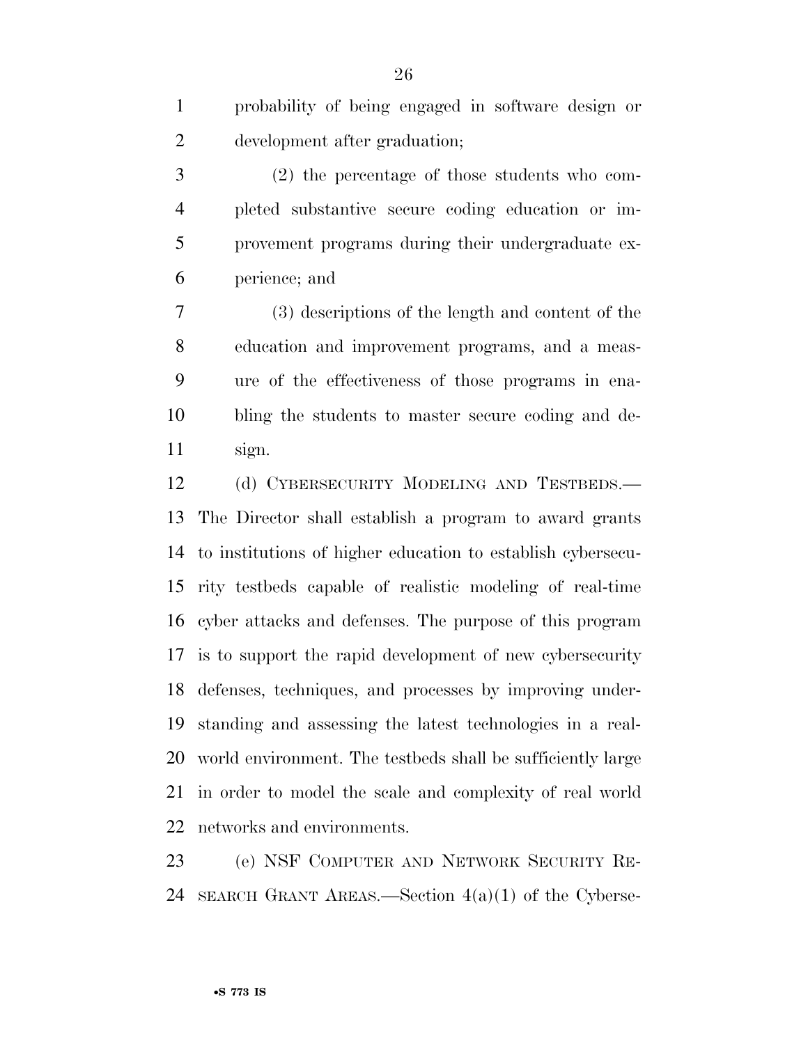probability of being engaged in software design or development after graduation;

(2) the percentage of those students who completed substantive secure coding education or improvement programs during their undergraduate experience; and

(3) descriptions of the length and content of the education and improvement programs, and a measure of the effectiveness of those programs in enabling the students to master secure coding and design.

(d) CYBERSECURITY MODELING AND TESTBEDS.—The Director shall establish a program to award grants to institutions of higher education to establish cybersecurity testbeds capable of realistic modeling of real-time cyber attacks and defenses. The purpose of this program is to support the rapid development of new cybersecurity defenses, techniques, and processes by improving understanding and assessing the latest technologies in a real-world environment. The testbeds shall be sufficiently large in order to model the scale and complexity of real world networks and environments.

(e) NSF COMPUTER AND NETWORK SECURITY RESEARCH GRANT AREAS.—Section 4(a)(1) of the Cyberse-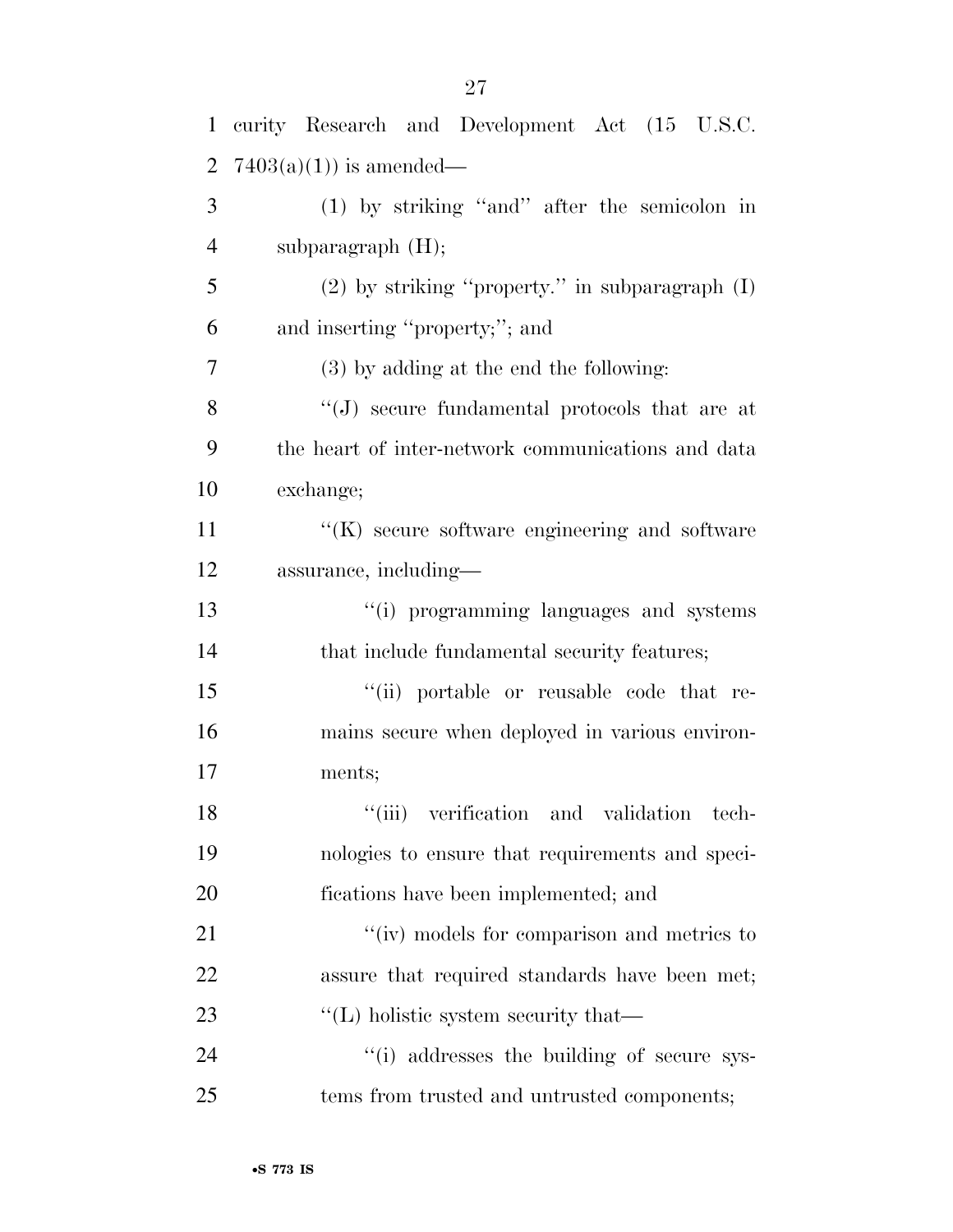curity Research and Development Act (15 U.S.C. 7403(a)(1)) is amended—

(1) by striking "and" after the semicolon in subparagraph (H);

(2) by striking "property." in subparagraph (I) and inserting "property;"; and

(3) by adding at the end the following:

"(J) secure fundamental protocols that are at the heart of inter-network communications and data exchange;

"(K) secure software engineering and software assurance, including—

"(i) programming languages and systems that include fundamental security features;

"(ii) portable or reusable code that remains secure when deployed in various environments;

"(iii) verification and validation technologies to ensure that requirements and specifications have been implemented; and

"(iv) models for comparison and metrics to assure that required standards have been met;

"(L) holistic system security that—

"(i) addresses the building of secure systems from trusted and untrusted components;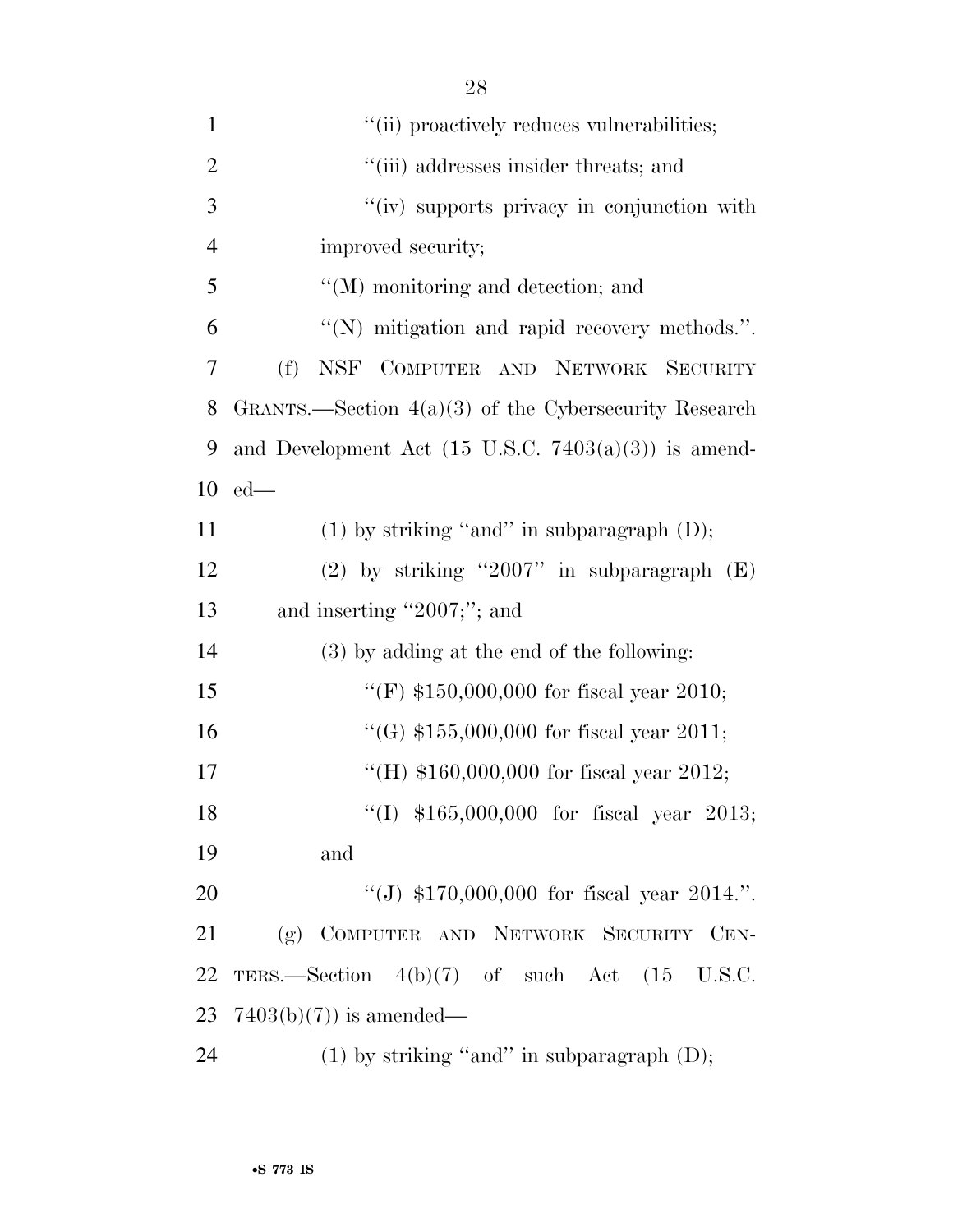''(ii) proactively reduces vulnerabilities;

''(iii) addresses insider threats; and

''(iv) supports privacy in conjunction with improved security;

''(M) monitoring and detection; and

''(N) mitigation and rapid recovery methods.''.

(f) NSF COMPUTER AND NETWORK SECURITY GRANTS.—Section 4(a)(3) of the Cybersecurity Research and Development Act (15 U.S.C. 7403(a)(3)) is amended—

(1) by striking ''and'' in subparagraph (D);

(2) by striking ''2007'' in subparagraph (E) and inserting ''2007;''; and

(3) by adding at the end of the following:

''(F) $150,000,000 for fiscal year 2010;

''(G) $155,000,000 for fiscal year 2011;

''(H) $160,000,000 for fiscal year 2012;

''(I) $165,000,000 for fiscal year 2013; and

''(J) $170,000,000 for fiscal year 2014.''.

(g) COMPUTER AND NETWORK SECURITY CENTERS.—Section 4(b)(7) of such Act (15 U.S.C. 7403(b)(7)) is amended—

(1) by striking ''and'' in subparagraph (D);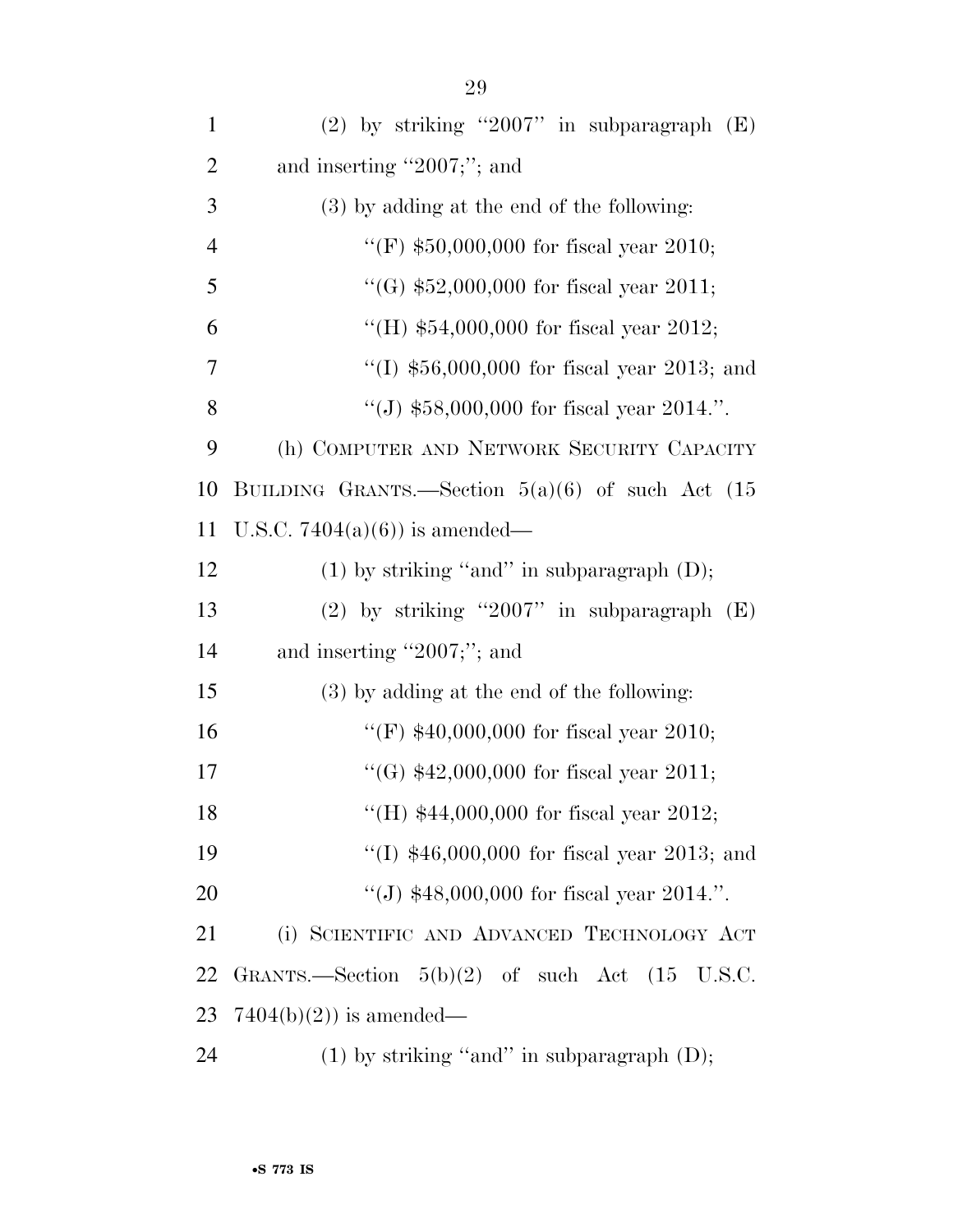(2) by striking ''2007'' in subparagraph (E) and inserting ''2007;''; and

(3) by adding at the end of the following:

''(F) $50,000,000 for fiscal year 2010;

''(G) $52,000,000 for fiscal year 2011;

''(H) $54,000,000 for fiscal year 2012;

''(I) $56,000,000 for fiscal year 2013; and

''(J) $58,000,000 for fiscal year 2014.''.

(h) COMPUTER AND NETWORK SECURITY CAPACITY BUILDING GRANTS.—Section 5(a)(6) of such Act (15 U.S.C. 7404(a)(6)) is amended—

(1) by striking ''and'' in subparagraph (D);

(2) by striking ''2007'' in subparagraph (E) and inserting ''2007;''; and

(3) by adding at the end of the following:

''(F) $40,000,000 for fiscal year 2010;

''(G) $42,000,000 for fiscal year 2011;

''(H) $44,000,000 for fiscal year 2012;

''(I) $46,000,000 for fiscal year 2013; and

''(J) $48,000,000 for fiscal year 2014.''.

(i) SCIENTIFIC AND ADVANCED TECHNOLOGY ACT GRANTS.—Section 5(b)(2) of such Act (15 U.S.C. 7404(b)(2)) is amended—

(1) by striking ''and'' in subparagraph (D);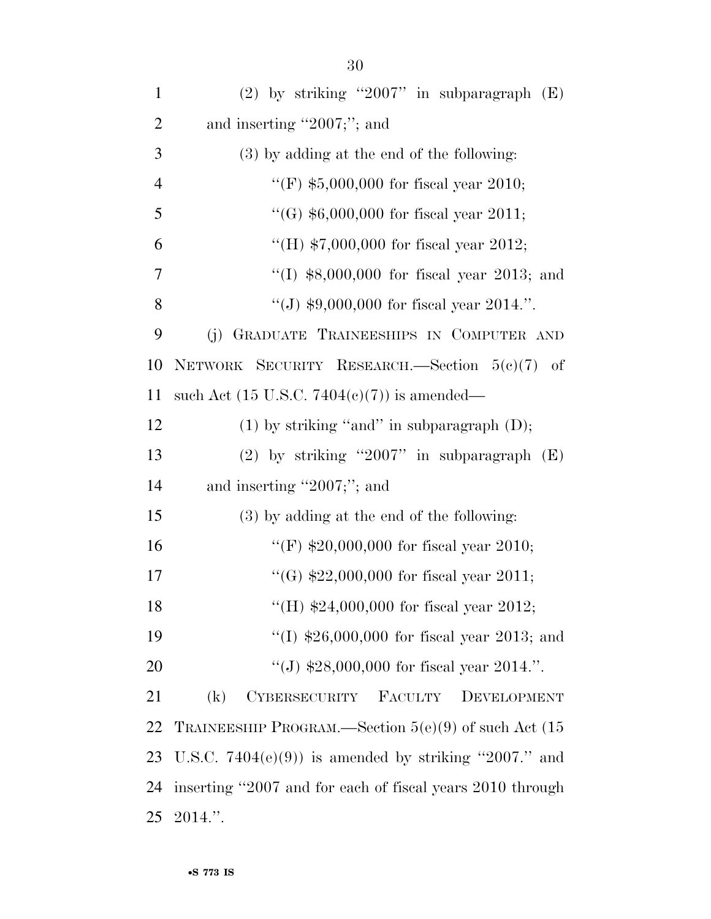(2) by striking "2007" in subparagraph (E) and inserting "2007;"; and

(3) by adding at the end of the following:

"(F) $5,000,000 for fiscal year 2010;

"(G) $6,000,000 for fiscal year 2011;

"(H) $7,000,000 for fiscal year 2012;

"(I) $8,000,000 for fiscal year 2013; and

"(J) $9,000,000 for fiscal year 2014.".

(j) GRADUATE TRAINEESHIPS IN COMPUTER AND NETWORK SECURITY RESEARCH.—Section 5(c)(7) of such Act (15 U.S.C. 7404(c)(7)) is amended—

(1) by striking "and" in subparagraph (D);

(2) by striking "2007" in subparagraph (E) and inserting "2007;"; and

(3) by adding at the end of the following:

"(F) $20,000,000 for fiscal year 2010;

"(G) $22,000,000 for fiscal year 2011;

"(H) $24,000,000 for fiscal year 2012;

"(I) $26,000,000 for fiscal year 2013; and

"(J) $28,000,000 for fiscal year 2014.".

(k) CYBERSECURITY FACULTY DEVELOPMENT TRAINEESHIP PROGRAM.—Section 5(e)(9) of such Act (15 U.S.C. 7404(e)(9)) is amended by striking "2007." and inserting "2007 and for each of fiscal years 2010 through 2014.".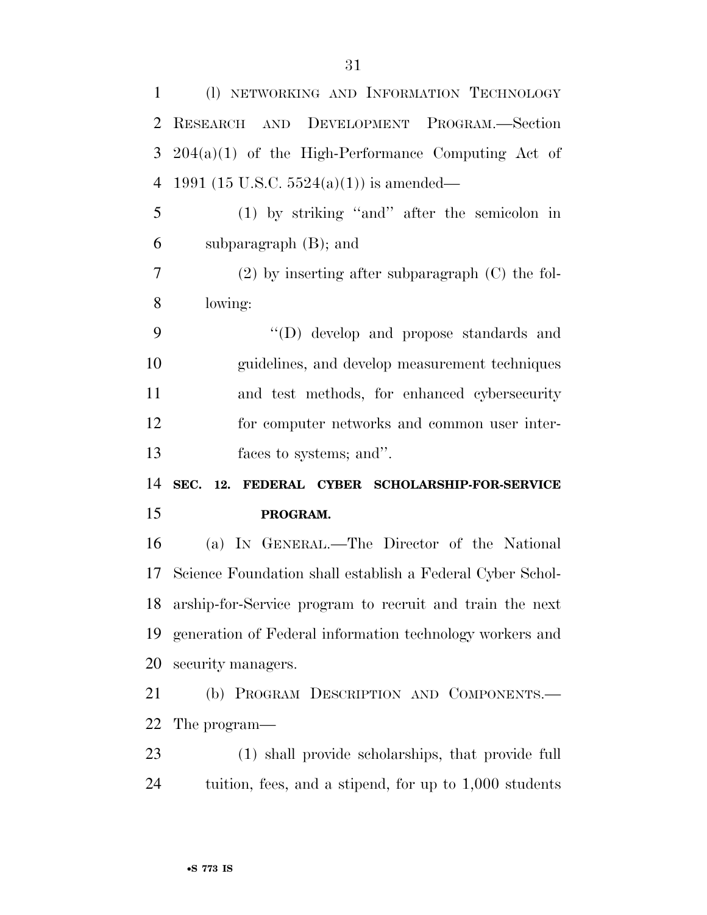(l) NETWORKING AND INFORMATION TECHNOLOGY RESEARCH AND DEVELOPMENT PROGRAM.—Section 204(a)(1) of the High-Performance Computing Act of 1991 (15 U.S.C. 5524(a)(1)) is amended—

(1) by striking ''and'' after the semicolon in subparagraph (B); and

(2) by inserting after subparagraph (C) the following:

''(D) develop and propose standards and guidelines, and develop measurement techniques and test methods, for enhanced cybersecurity for computer networks and common user interfaces to systems; and''.

## SEC. 12. FEDERAL CYBER SCHOLARSHIP-FOR-SERVICE PROGRAM.

(a) IN GENERAL.—The Director of the National Science Foundation shall establish a Federal Cyber Scholarship-for-Service program to recruit and train the next generation of Federal information technology workers and security managers.

(b) PROGRAM DESCRIPTION AND COMPONENTS.—The program—

(1) shall provide scholarships, that provide full tuition, fees, and a stipend, for up to 1,000 students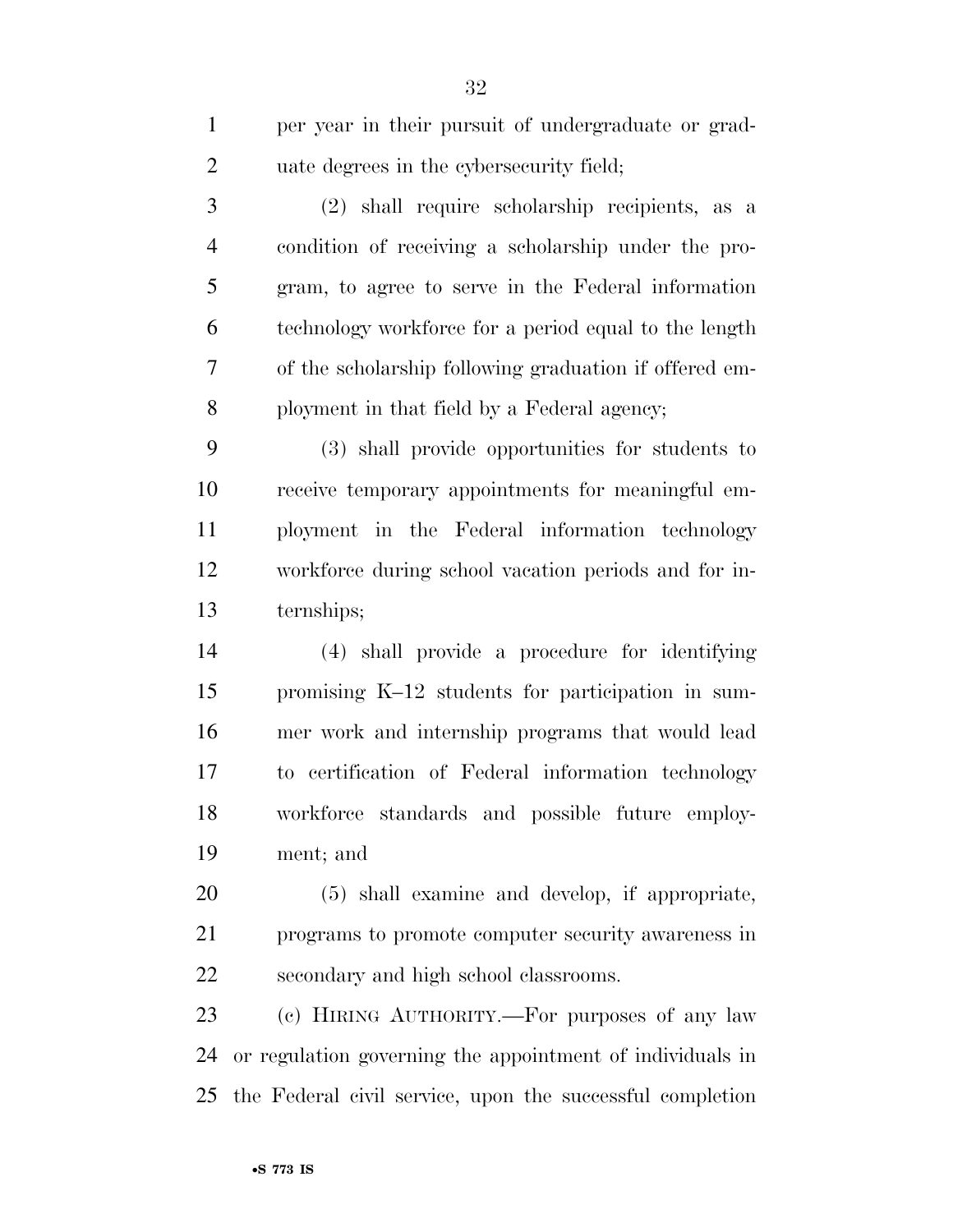per year in their pursuit of undergraduate or graduate degrees in the cybersecurity field;

(2) shall require scholarship recipients, as a condition of receiving a scholarship under the program, to agree to serve in the Federal information technology workforce for a period equal to the length of the scholarship following graduation if offered employment in that field by a Federal agency;

(3) shall provide opportunities for students to receive temporary appointments for meaningful employment in the Federal information technology workforce during school vacation periods and for internships;

(4) shall provide a procedure for identifying promising K–12 students for participation in summer work and internship programs that would lead to certification of Federal information technology workforce standards and possible future employment; and

(5) shall examine and develop, if appropriate, programs to promote computer security awareness in secondary and high school classrooms.

(c) HIRING AUTHORITY.—For purposes of any law or regulation governing the appointment of individuals in the Federal civil service, upon the successful completion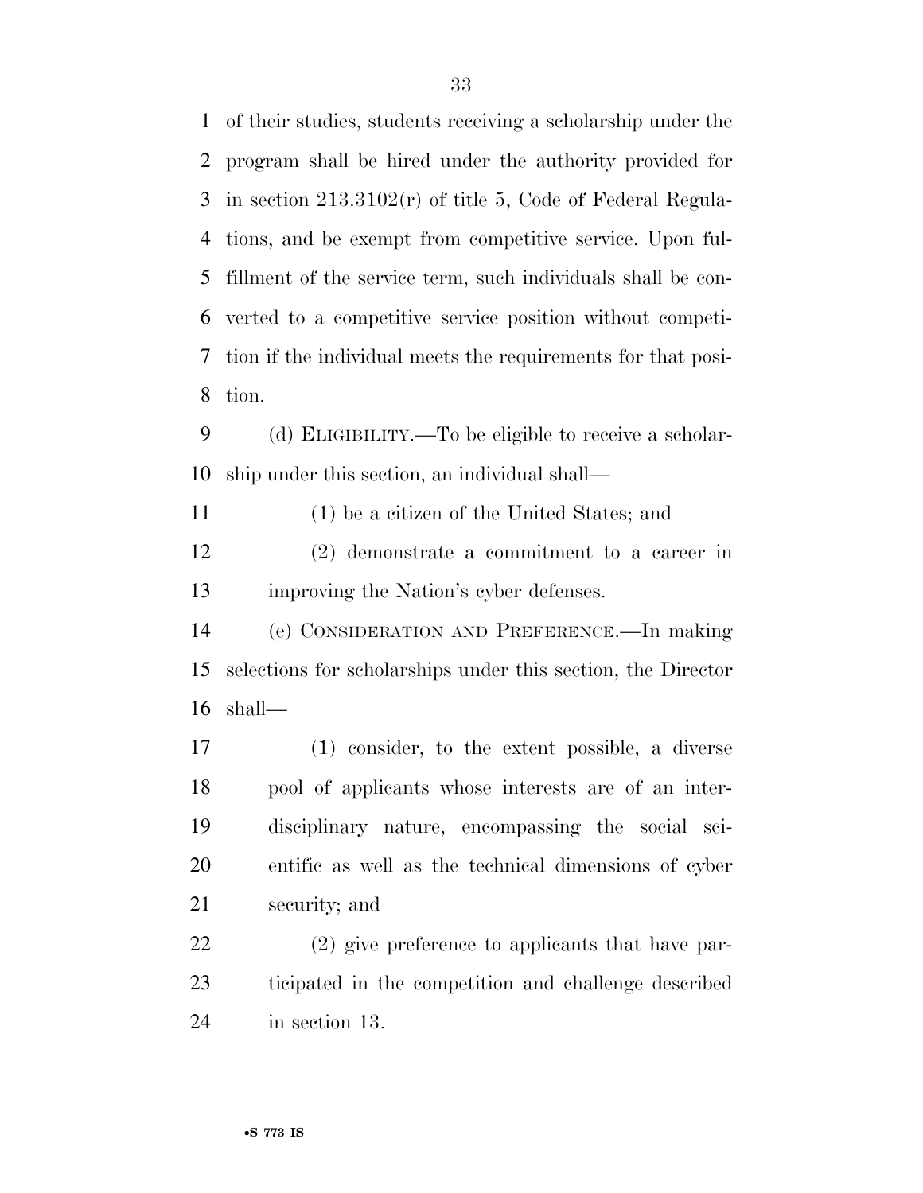of their studies, students receiving a scholarship under the program shall be hired under the authority provided for in section 213.3102(r) of title 5, Code of Federal Regulations, and be exempt from competitive service. Upon fulfillment of the service term, such individuals shall be converted to a competitive service position without competition if the individual meets the requirements for that position.

(d) ELIGIBILITY.—To be eligible to receive a scholarship under this section, an individual shall—

(1) be a citizen of the United States; and

(2) demonstrate a commitment to a career in improving the Nation's cyber defenses.

(e) CONSIDERATION AND PREFERENCE.—In making selections for scholarships under this section, the Director shall—

(1) consider, to the extent possible, a diverse pool of applicants whose interests are of an interdisciplinary nature, encompassing the social scientific as well as the technical dimensions of cyber security; and

(2) give preference to applicants that have participated in the competition and challenge described in section 13.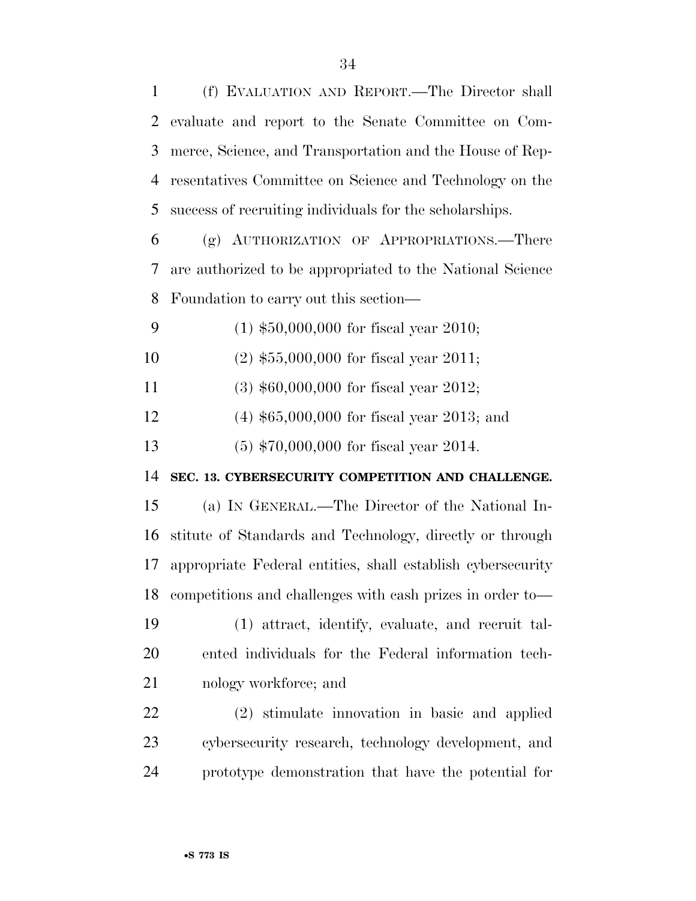(f) EVALUATION AND REPORT.—The Director shall evaluate and report to the Senate Committee on Commerce, Science, and Transportation and the House of Representatives Committee on Science and Technology on the success of recruiting individuals for the scholarships.

(g) AUTHORIZATION OF APPROPRIATIONS.—There are authorized to be appropriated to the National Science Foundation to carry out this section—

(1) $50,000,000 for fiscal year 2010;

(2) $55,000,000 for fiscal year 2011;

(3) $60,000,000 for fiscal year 2012;

(4) $65,000,000 for fiscal year 2013; and

(5) $70,000,000 for fiscal year 2014.

**SEC. 13. CYBERSECURITY COMPETITION AND CHALLENGE.**

(a) IN GENERAL.—The Director of the National Institute of Standards and Technology, directly or through appropriate Federal entities, shall establish cybersecurity competitions and challenges with cash prizes in order to—

(1) attract, identify, evaluate, and recruit talented individuals for the Federal information technology workforce; and

(2) stimulate innovation in basic and applied cybersecurity research, technology development, and prototype demonstration that have the potential for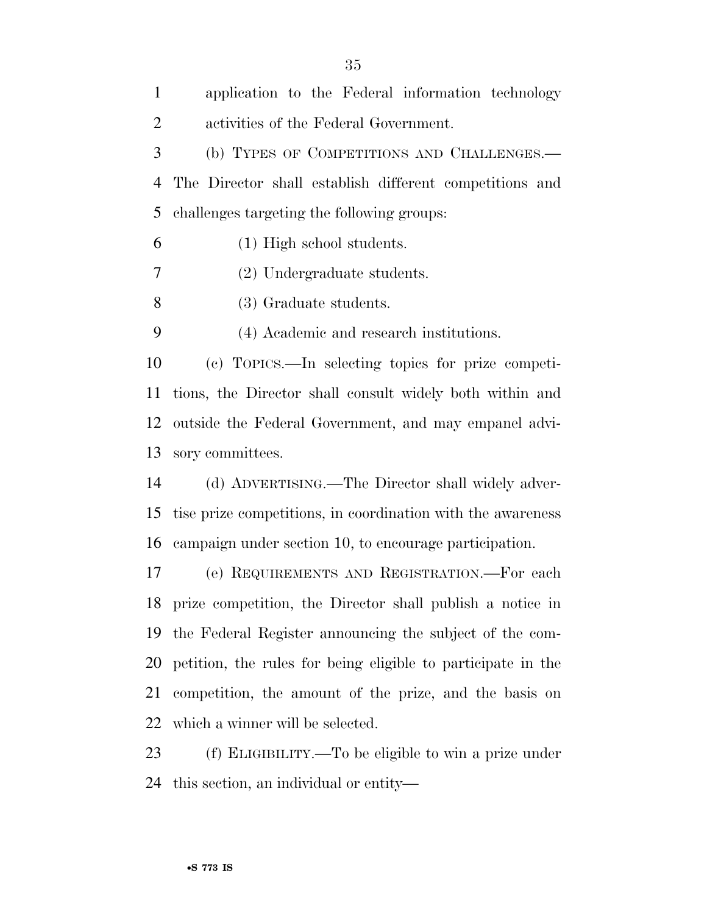application to the Federal information technology activities of the Federal Government.

(b) TYPES OF COMPETITIONS AND CHALLENGES.—The Director shall establish different competitions and challenges targeting the following groups:

(1) High school students.

(2) Undergraduate students.

(3) Graduate students.

(4) Academic and research institutions.

(c) TOPICS.—In selecting topics for prize competitions, the Director shall consult widely both within and outside the Federal Government, and may empanel advisory committees.

(d) ADVERTISING.—The Director shall widely advertise prize competitions, in coordination with the awareness campaign under section 10, to encourage participation.

(e) REQUIREMENTS AND REGISTRATION.—For each prize competition, the Director shall publish a notice in the Federal Register announcing the subject of the competition, the rules for being eligible to participate in the competition, the amount of the prize, and the basis on which a winner will be selected.

(f) ELIGIBILITY.—To be eligible to win a prize under this section, an individual or entity—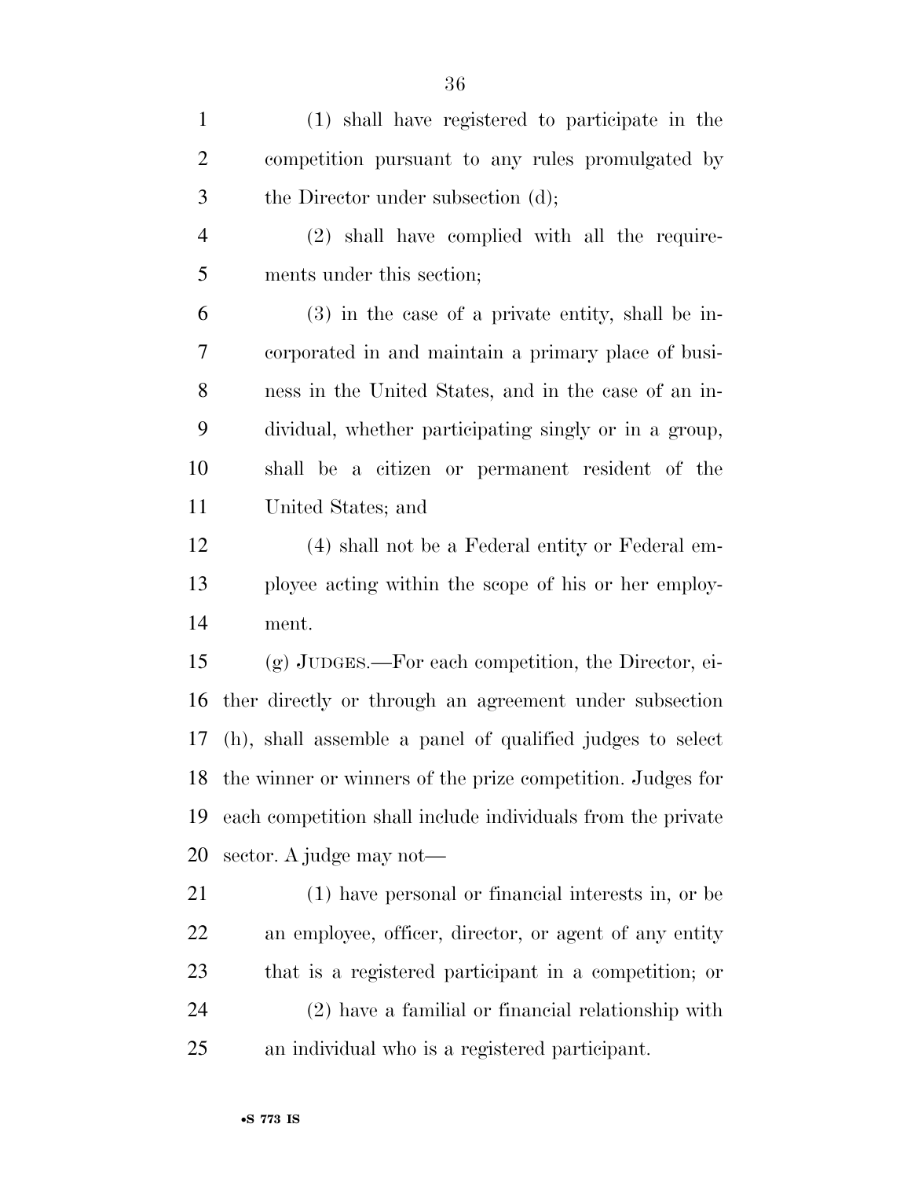(1) shall have registered to participate in the competition pursuant to any rules promulgated by the Director under subsection (d);

(2) shall have complied with all the requirements under this section;

(3) in the case of a private entity, shall be incorporated in and maintain a primary place of business in the United States, and in the case of an individual, whether participating singly or in a group, shall be a citizen or permanent resident of the United States; and

(4) shall not be a Federal entity or Federal employee acting within the scope of his or her employment.

(g) JUDGES.—For each competition, the Director, either directly or through an agreement under subsection (h), shall assemble a panel of qualified judges to select the winner or winners of the prize competition. Judges for each competition shall include individuals from the private sector. A judge may not—

(1) have personal or financial interests in, or be an employee, officer, director, or agent of any entity that is a registered participant in a competition; or

(2) have a familial or financial relationship with an individual who is a registered participant.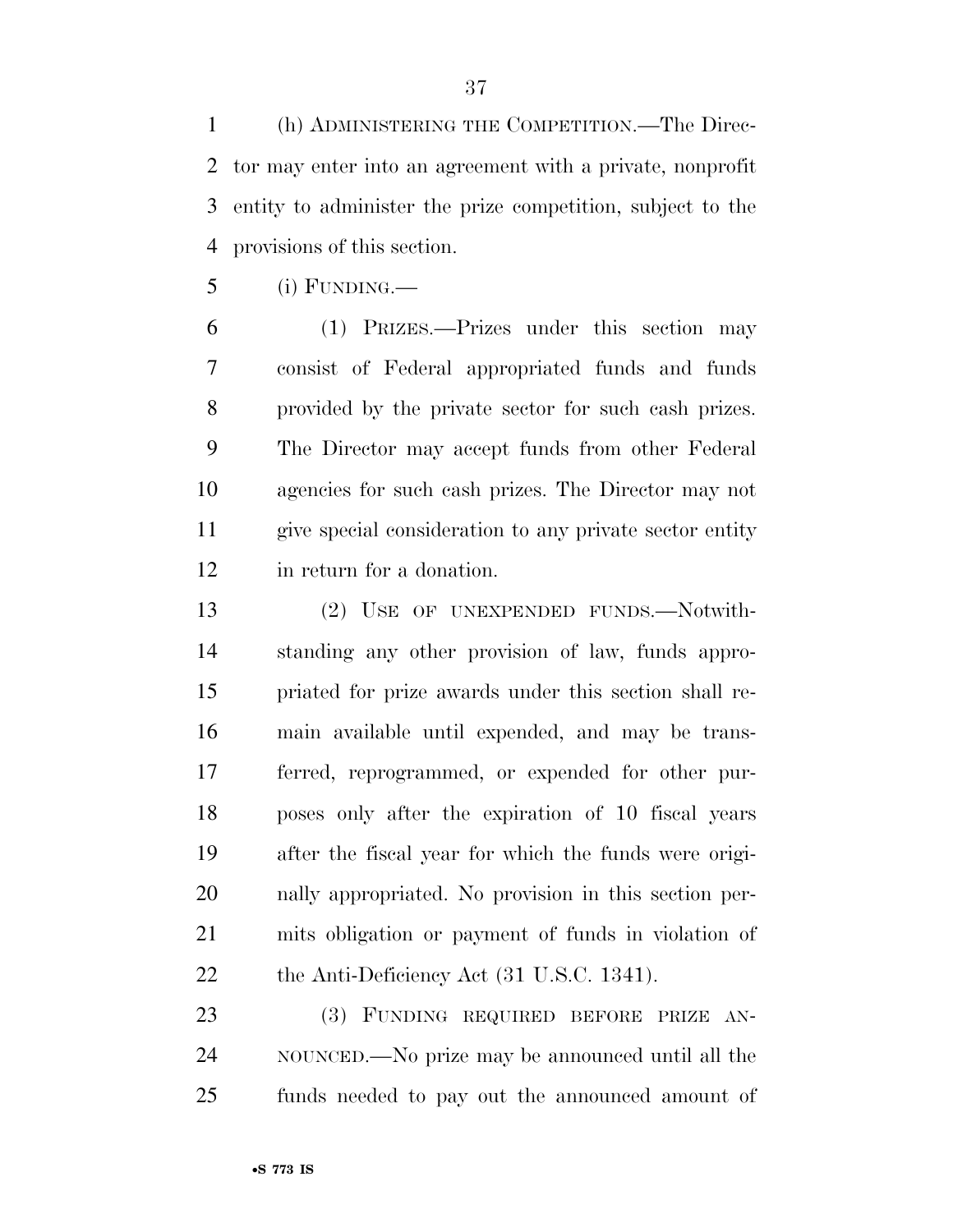(h) ADMINISTERING THE COMPETITION.—The Director may enter into an agreement with a private, nonprofit entity to administer the prize competition, subject to the provisions of this section.

(i) FUNDING.—

(1) PRIZES.—Prizes under this section may consist of Federal appropriated funds and funds provided by the private sector for such cash prizes. The Director may accept funds from other Federal agencies for such cash prizes. The Director may not give special consideration to any private sector entity in return for a donation.

(2) USE OF UNEXPENDED FUNDS.—Notwithstanding any other provision of law, funds appropriated for prize awards under this section shall remain available until expended, and may be transferred, reprogrammed, or expended for other purposes only after the expiration of 10 fiscal years after the fiscal year for which the funds were originally appropriated. No provision in this section permits obligation or payment of funds in violation of the Anti-Deficiency Act (31 U.S.C. 1341).

(3) FUNDING REQUIRED BEFORE PRIZE ANNOUNCED.—No prize may be announced until all the funds needed to pay out the announced amount of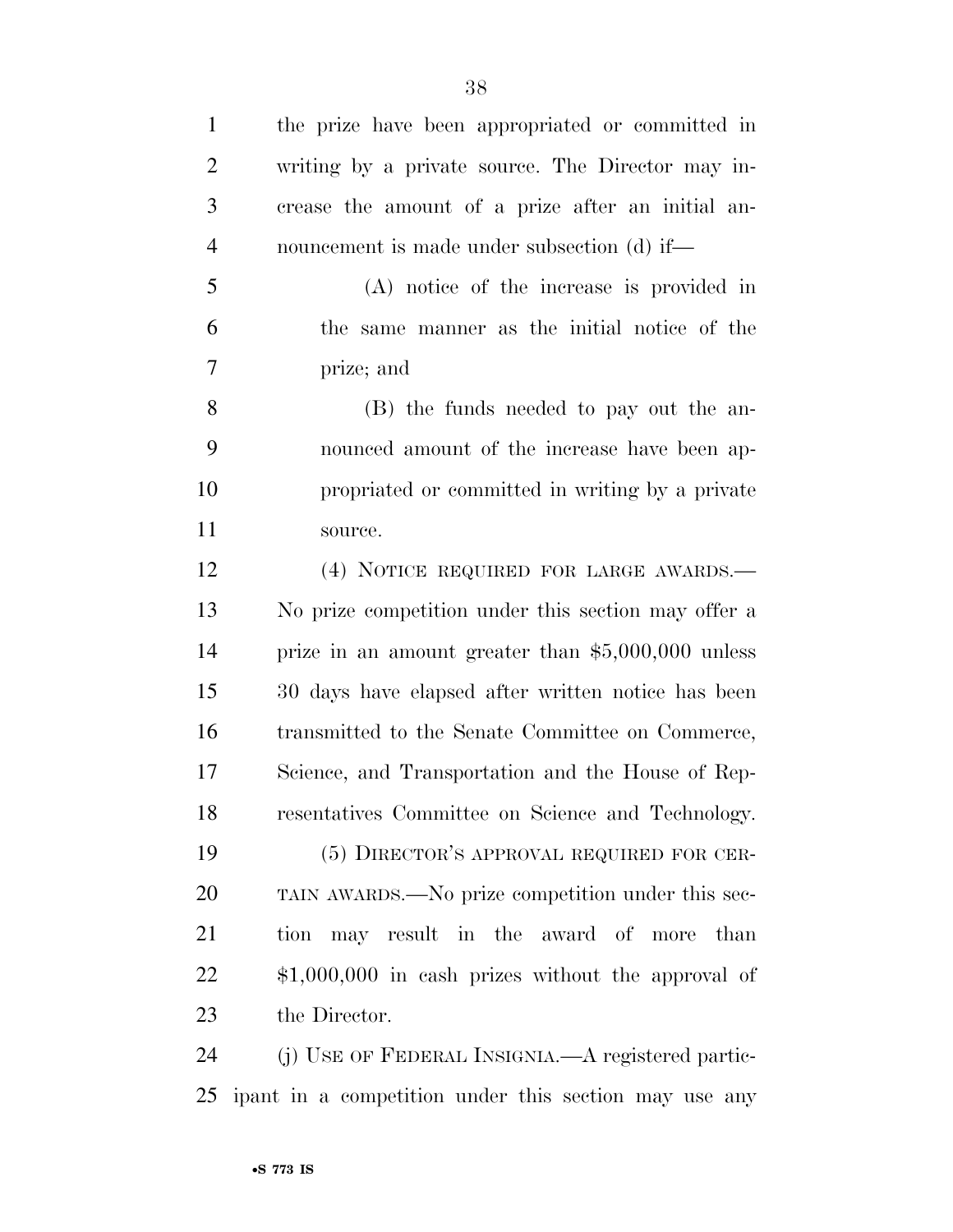the prize have been appropriated or committed in writing by a private source. The Director may increase the amount of a prize after an initial announcement is made under subsection (d) if—

(A) notice of the increase is provided in the same manner as the initial notice of the prize; and

(B) the funds needed to pay out the announced amount of the increase have been appropriated or committed in writing by a private source.

(4) NOTICE REQUIRED FOR LARGE AWARDS.—No prize competition under this section may offer a prize in an amount greater than $5,000,000 unless 30 days have elapsed after written notice has been transmitted to the Senate Committee on Commerce, Science, and Transportation and the House of Representatives Committee on Science and Technology.

(5) DIRECTOR'S APPROVAL REQUIRED FOR CERTAIN AWARDS.—No prize competition under this section may result in the award of more than $1,000,000 in cash prizes without the approval of the Director.

(j) USE OF FEDERAL INSIGNIA.—A registered participant in a competition under this section may use any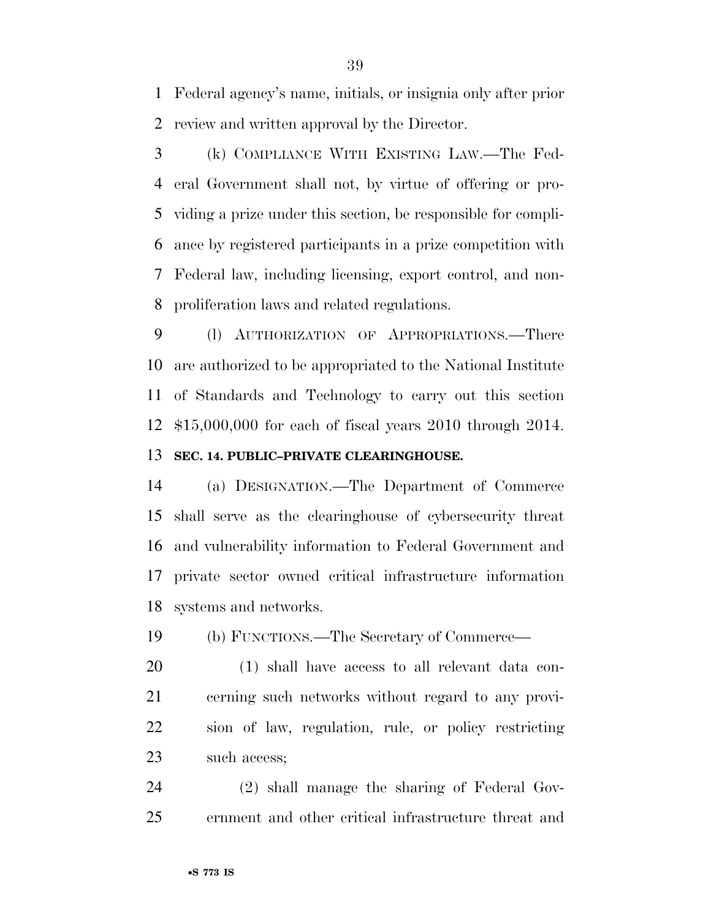Federal agency's name, initials, or insignia only after prior review and written approval by the Director.

(k) COMPLIANCE WITH EXISTING LAW.—The Federal Government shall not, by virtue of offering or providing a prize under this section, be responsible for compliance by registered participants in a prize competition with Federal law, including licensing, export control, and nonproliferation laws and related regulations.

(l) AUTHORIZATION OF APPROPRIATIONS.—There are authorized to be appropriated to the National Institute of Standards and Technology to carry out this section $15,000,000 for each of fiscal years 2010 through 2014.

### SEC. 14. PUBLIC–PRIVATE CLEARINGHOUSE.

(a) DESIGNATION.—The Department of Commerce shall serve as the clearinghouse of cybersecurity threat and vulnerability information to Federal Government and private sector owned critical infrastructure information systems and networks.

(b) FUNCTIONS.—The Secretary of Commerce—

(1) shall have access to all relevant data concerning such networks without regard to any provision of law, regulation, rule, or policy restricting such access;

(2) shall manage the sharing of Federal Government and other critical infrastructure threat and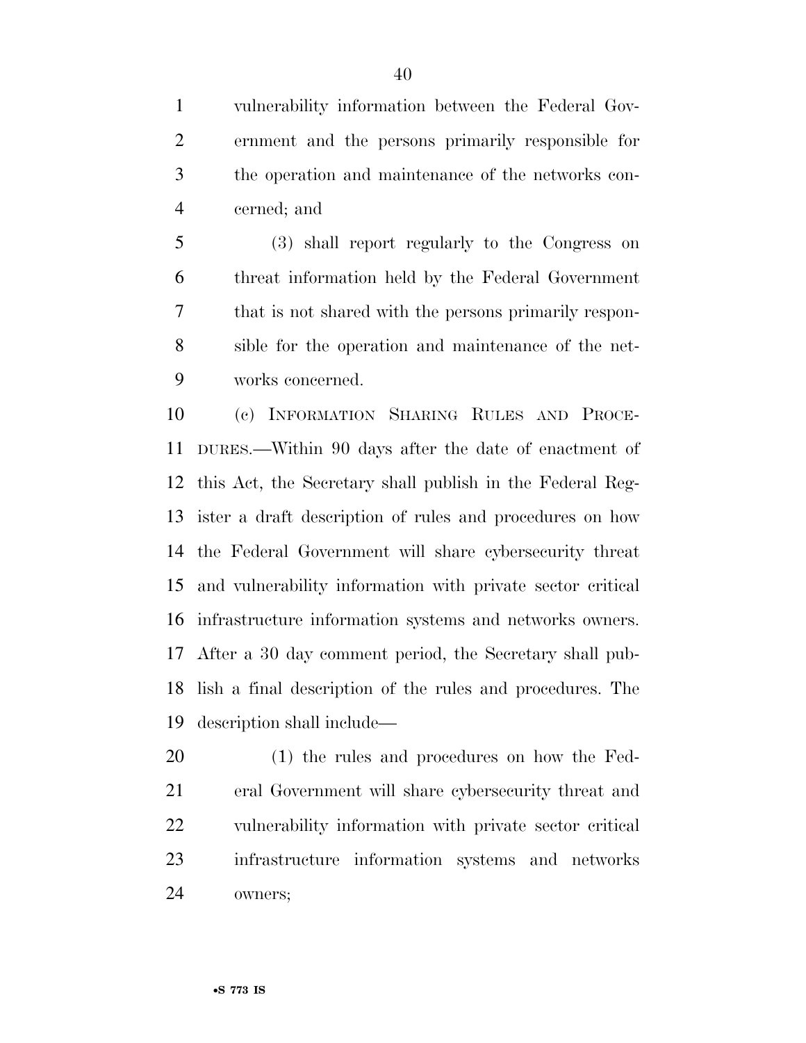vulnerability information between the Federal Government and the persons primarily responsible for the operation and maintenance of the networks concerned; and

(3) shall report regularly to the Congress on threat information held by the Federal Government that is not shared with the persons primarily responsible for the operation and maintenance of the networks concerned.

(c) INFORMATION SHARING RULES AND PROCEDURES.—Within 90 days after the date of enactment of this Act, the Secretary shall publish in the Federal Register a draft description of rules and procedures on how the Federal Government will share cybersecurity threat and vulnerability information with private sector critical infrastructure information systems and networks owners. After a 30 day comment period, the Secretary shall publish a final description of the rules and procedures. The description shall include—

(1) the rules and procedures on how the Federal Government will share cybersecurity threat and vulnerability information with private sector critical infrastructure information systems and networks owners;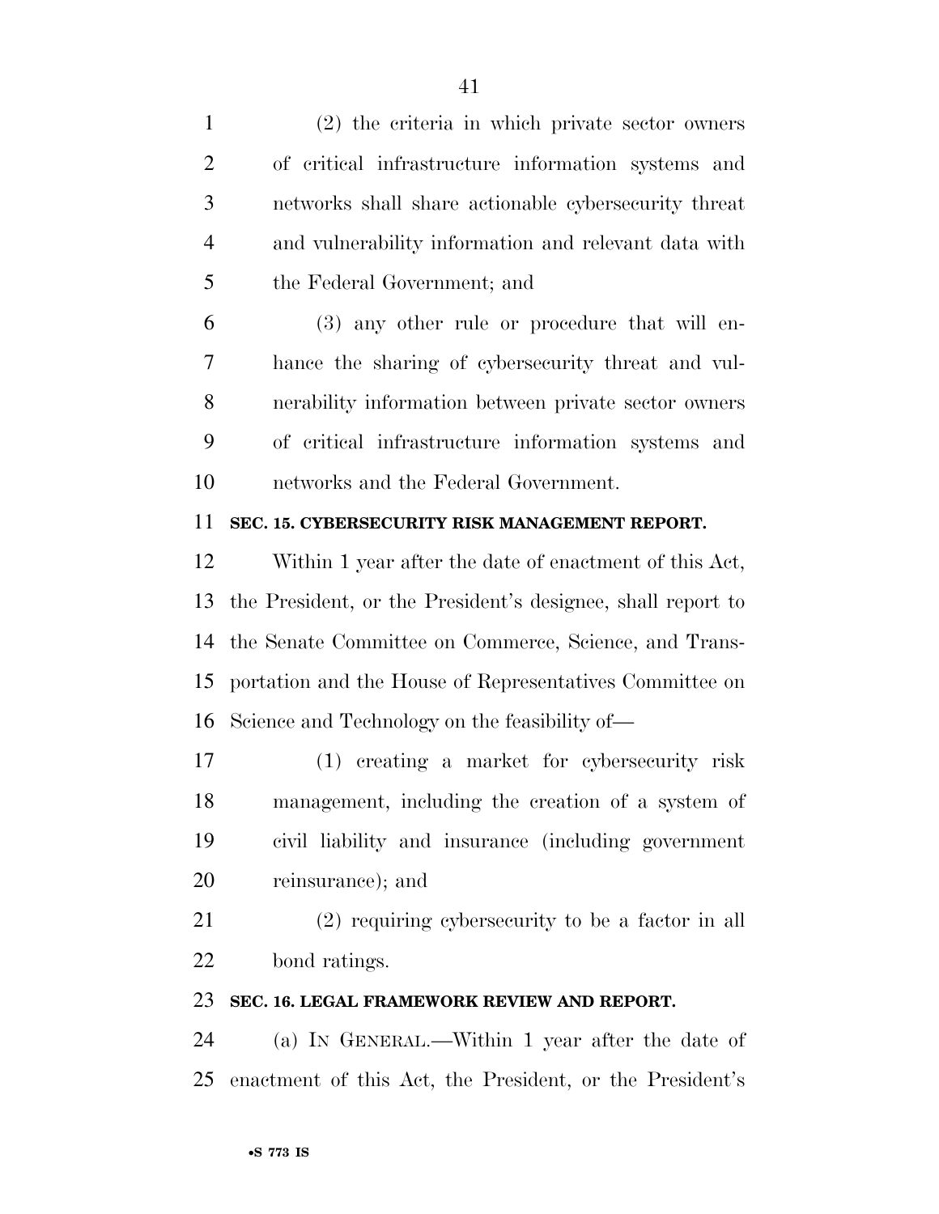(2) the criteria in which private sector owners of critical infrastructure information systems and networks shall share actionable cybersecurity threat and vulnerability information and relevant data with the Federal Government; and

(3) any other rule or procedure that will enhance the sharing of cybersecurity threat and vulnerability information between private sector owners of critical infrastructure information systems and networks and the Federal Government.

**SEC. 15. CYBERSECURITY RISK MANAGEMENT REPORT.**

Within 1 year after the date of enactment of this Act, the President, or the President's designee, shall report to the Senate Committee on Commerce, Science, and Transportation and the House of Representatives Committee on Science and Technology on the feasibility of—

(1) creating a market for cybersecurity risk management, including the creation of a system of civil liability and insurance (including government reinsurance); and

(2) requiring cybersecurity to be a factor in all bond ratings.

**SEC. 16. LEGAL FRAMEWORK REVIEW AND REPORT.**

(a) IN GENERAL.—Within 1 year after the date of enactment of this Act, the President, or the President's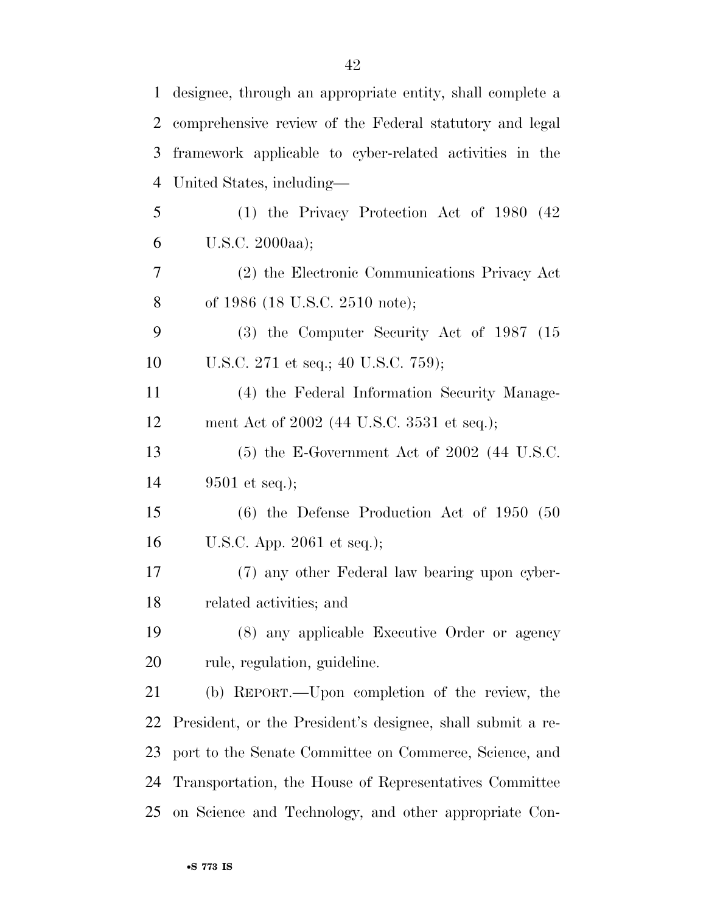designee, through an appropriate entity, shall complete a comprehensive review of the Federal statutory and legal framework applicable to cyber-related activities in the United States, including—

(1) the Privacy Protection Act of 1980 (42 U.S.C. 2000aa);

(2) the Electronic Communications Privacy Act of 1986 (18 U.S.C. 2510 note);

(3) the Computer Security Act of 1987 (15 U.S.C. 271 et seq.; 40 U.S.C. 759);

(4) the Federal Information Security Management Act of 2002 (44 U.S.C. 3531 et seq.);

(5) the E-Government Act of 2002 (44 U.S.C. 9501 et seq.);

(6) the Defense Production Act of 1950 (50 U.S.C. App. 2061 et seq.);

(7) any other Federal law bearing upon cyber-related activities; and

(8) any applicable Executive Order or agency rule, regulation, guideline.

(b) REPORT.—Upon completion of the review, the President, or the President's designee, shall submit a report to the Senate Committee on Commerce, Science, and Transportation, the House of Representatives Committee on Science and Technology, and other appropriate Con-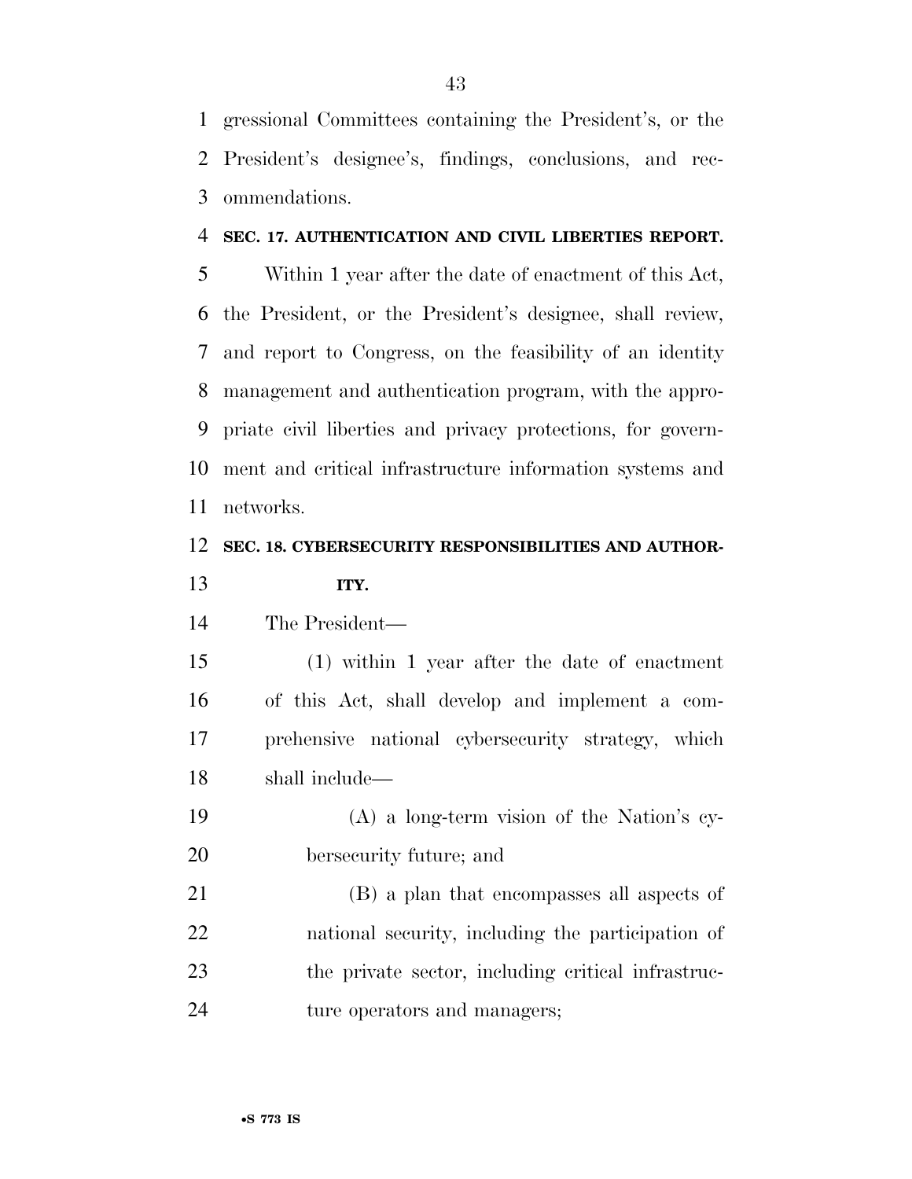gressional Committees containing the President's, or the President's designee's, findings, conclusions, and recommendations.

**SEC. 17. AUTHENTICATION AND CIVIL LIBERTIES REPORT.**

Within 1 year after the date of enactment of this Act, the President, or the President's designee, shall review, and report to Congress, on the feasibility of an identity management and authentication program, with the appropriate civil liberties and privacy protections, for government and critical infrastructure information systems and networks.

**SEC. 18. CYBERSECURITY RESPONSIBILITIES AND AUTHORITY.**

The President—

(1) within 1 year after the date of enactment of this Act, shall develop and implement a comprehensive national cybersecurity strategy, which shall include—

(A) a long-term vision of the Nation's cybersecurity future; and

(B) a plan that encompasses all aspects of national security, including the participation of the private sector, including critical infrastructure operators and managers;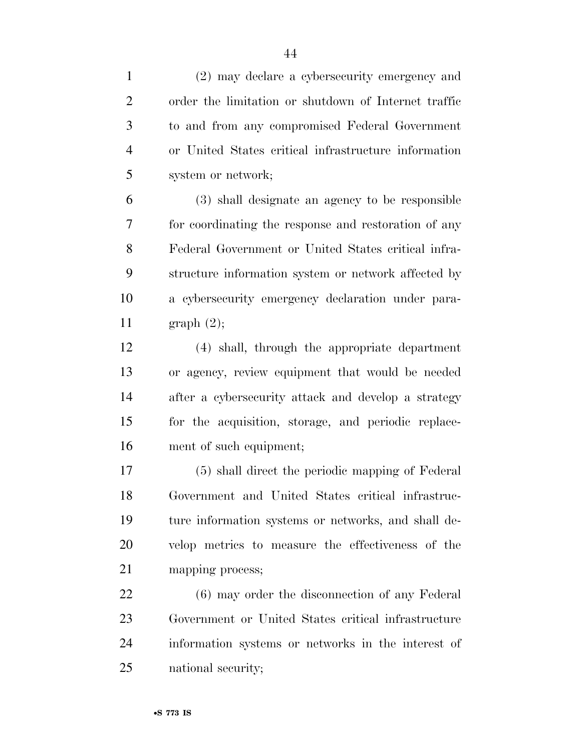(2) may declare a cybersecurity emergency and order the limitation or shutdown of Internet traffic to and from any compromised Federal Government or United States critical infrastructure information system or network;

(3) shall designate an agency to be responsible for coordinating the response and restoration of any Federal Government or United States critical infrastructure information system or network affected by a cybersecurity emergency declaration under paragraph (2);

(4) shall, through the appropriate department or agency, review equipment that would be needed after a cybersecurity attack and develop a strategy for the acquisition, storage, and periodic replacement of such equipment;

(5) shall direct the periodic mapping of Federal Government and United States critical infrastructure information systems or networks, and shall develop metrics to measure the effectiveness of the mapping process;

(6) may order the disconnection of any Federal Government or United States critical infrastructure information systems or networks in the interest of national security;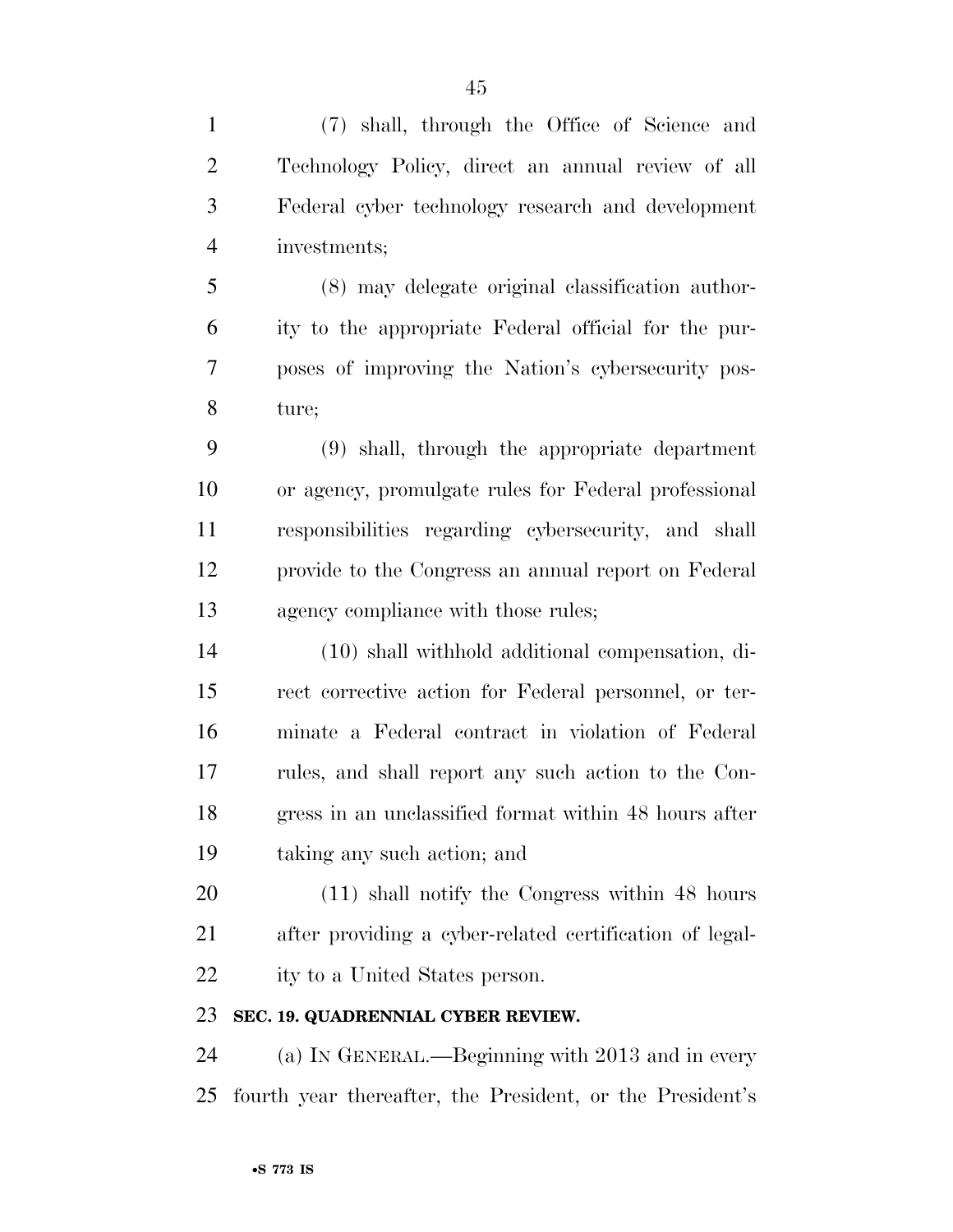(7) shall, through the Office of Science and Technology Policy, direct an annual review of all Federal cyber technology research and development investments;

(8) may delegate original classification authority to the appropriate Federal official for the purposes of improving the Nation's cybersecurity posture;

(9) shall, through the appropriate department or agency, promulgate rules for Federal professional responsibilities regarding cybersecurity, and shall provide to the Congress an annual report on Federal agency compliance with those rules;

(10) shall withhold additional compensation, direct corrective action for Federal personnel, or terminate a Federal contract in violation of Federal rules, and shall report any such action to the Congress in an unclassified format within 48 hours after taking any such action; and

(11) shall notify the Congress within 48 hours after providing a cyber-related certification of legality to a United States person.

**SEC. 19. QUADRENNIAL CYBER REVIEW.**

(a) IN GENERAL.—Beginning with 2013 and in every fourth year thereafter, the President, or the President's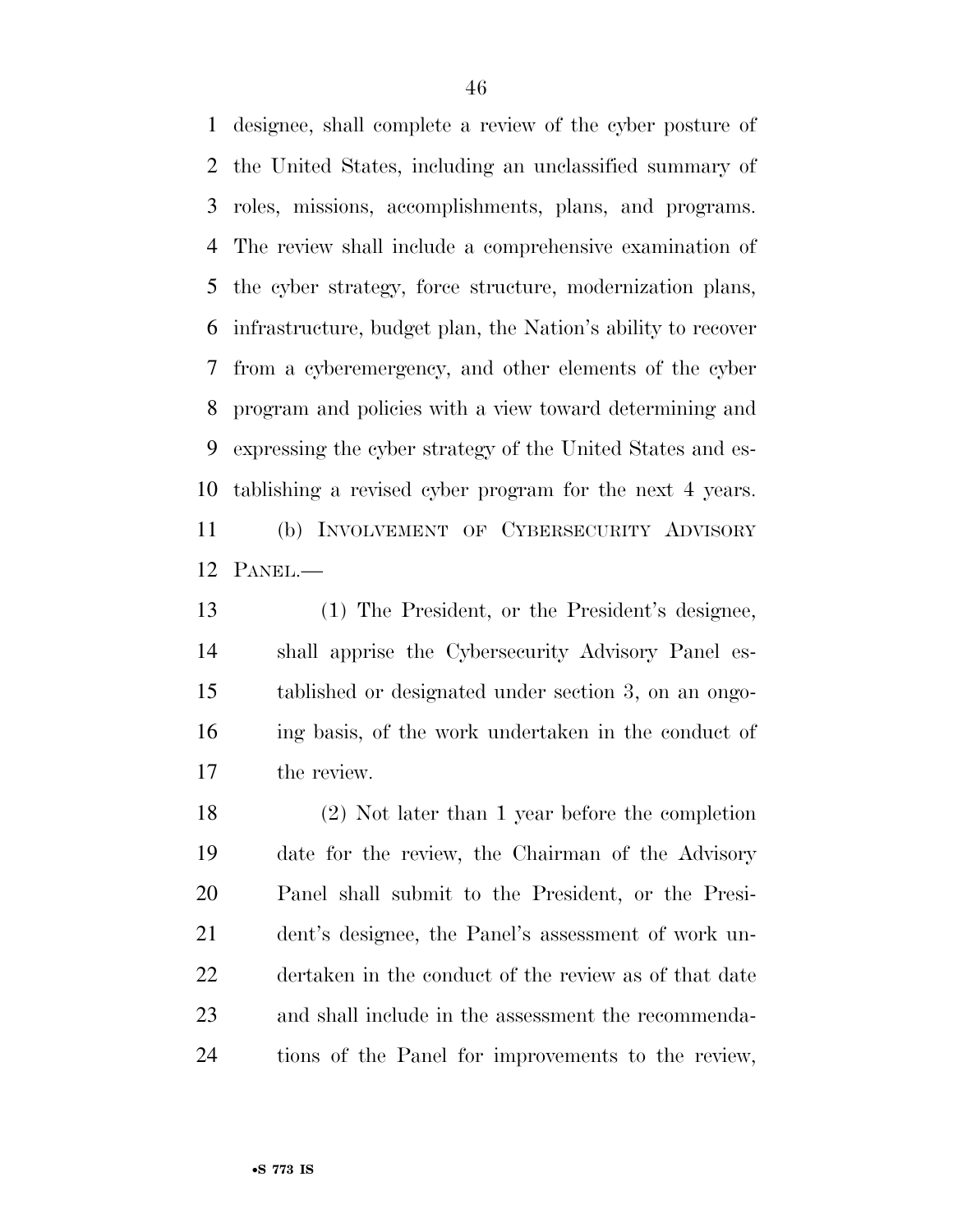designee, shall complete a review of the cyber posture of the United States, including an unclassified summary of roles, missions, accomplishments, plans, and programs. The review shall include a comprehensive examination of the cyber strategy, force structure, modernization plans, infrastructure, budget plan, the Nation's ability to recover from a cyberemergency, and other elements of the cyber program and policies with a view toward determining and expressing the cyber strategy of the United States and establishing a revised cyber program for the next 4 years.

(b) INVOLVEMENT OF CYBERSECURITY ADVISORY PANEL.—

(1) The President, or the President's designee, shall apprise the Cybersecurity Advisory Panel established or designated under section 3, on an ongoing basis, of the work undertaken in the conduct of the review.

(2) Not later than 1 year before the completion date for the review, the Chairman of the Advisory Panel shall submit to the President, or the President's designee, the Panel's assessment of work undertaken in the conduct of the review as of that date and shall include in the assessment the recommendations of the Panel for improvements to the review,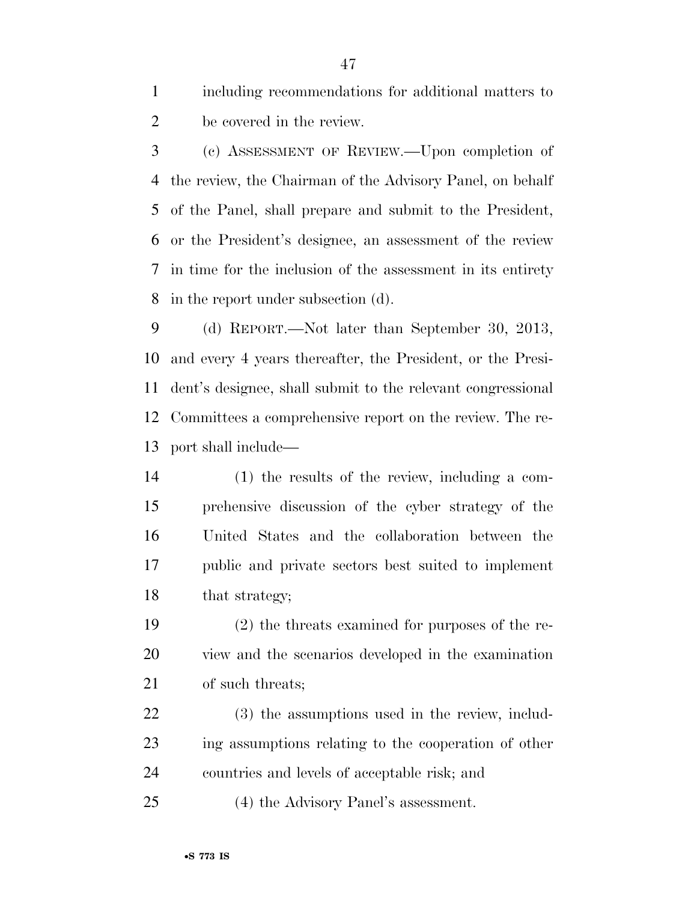including recommendations for additional matters to be covered in the review.

(c) ASSESSMENT OF REVIEW.—Upon completion of the review, the Chairman of the Advisory Panel, on behalf of the Panel, shall prepare and submit to the President, or the President's designee, an assessment of the review in time for the inclusion of the assessment in its entirety in the report under subsection (d).

(d) REPORT.—Not later than September 30, 2013, and every 4 years thereafter, the President, or the President's designee, shall submit to the relevant congressional Committees a comprehensive report on the review. The report shall include—

(1) the results of the review, including a comprehensive discussion of the cyber strategy of the United States and the collaboration between the public and private sectors best suited to implement that strategy;

(2) the threats examined for purposes of the review and the scenarios developed in the examination of such threats;

(3) the assumptions used in the review, including assumptions relating to the cooperation of other countries and levels of acceptable risk; and

(4) the Advisory Panel's assessment.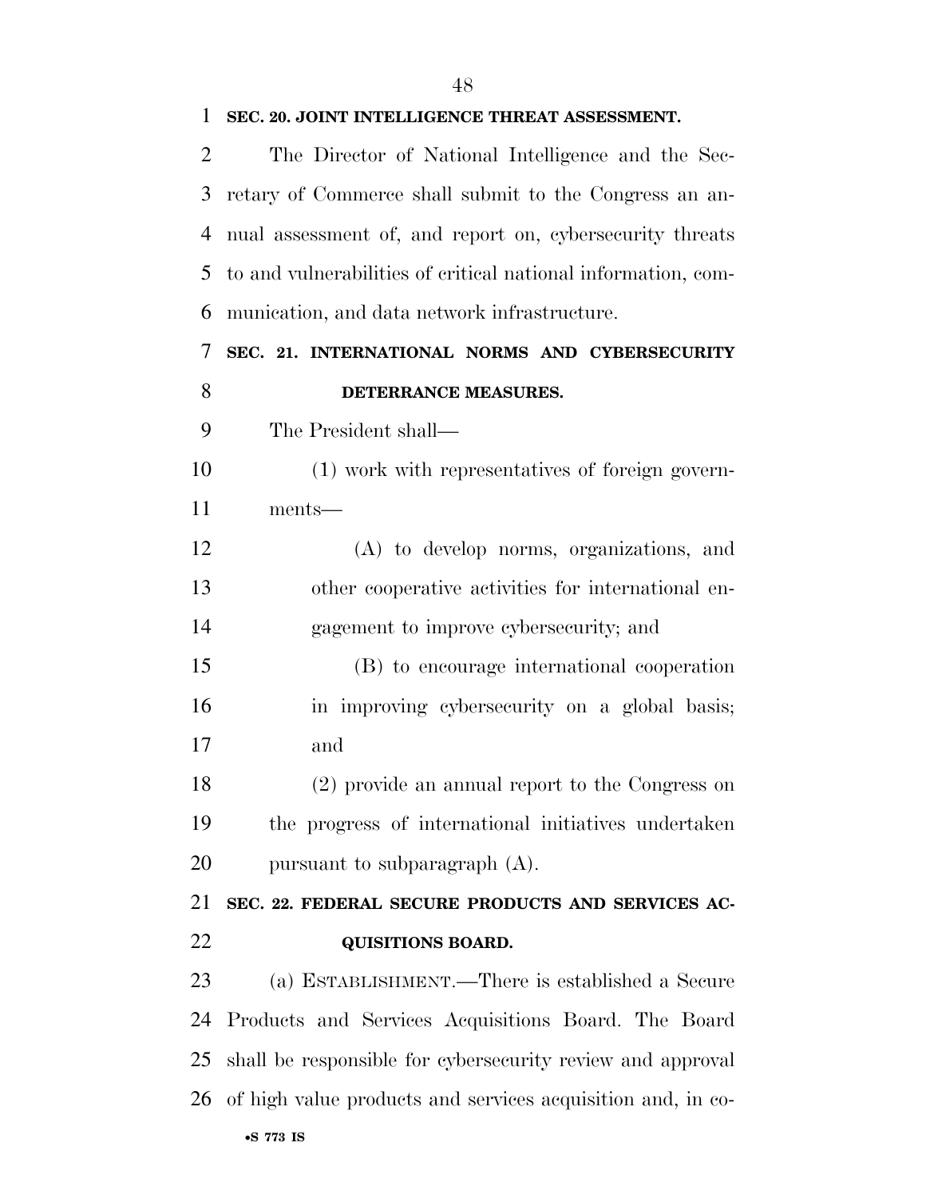### SEC. 20. JOINT INTELLIGENCE THREAT ASSESSMENT.

The Director of National Intelligence and the Secretary of Commerce shall submit to the Congress an annual assessment of, and report on, cybersecurity threats to and vulnerabilities of critical national information, communication, and data network infrastructure.

### SEC. 21. INTERNATIONAL NORMS AND CYBERSECURITY DETERRANCE MEASURES.

The President shall—

(1) work with representatives of foreign governments—

(A) to develop norms, organizations, and other cooperative activities for international engagement to improve cybersecurity; and

(B) to encourage international cooperation in improving cybersecurity on a global basis; and

(2) provide an annual report to the Congress on the progress of international initiatives undertaken pursuant to subparagraph (A).

### SEC. 22. FEDERAL SECURE PRODUCTS AND SERVICES ACQUISITIONS BOARD.

(a) ESTABLISHMENT.—There is established a Secure Products and Services Acquisitions Board. The Board shall be responsible for cybersecurity review and approval of high value products and services acquisition and, in co-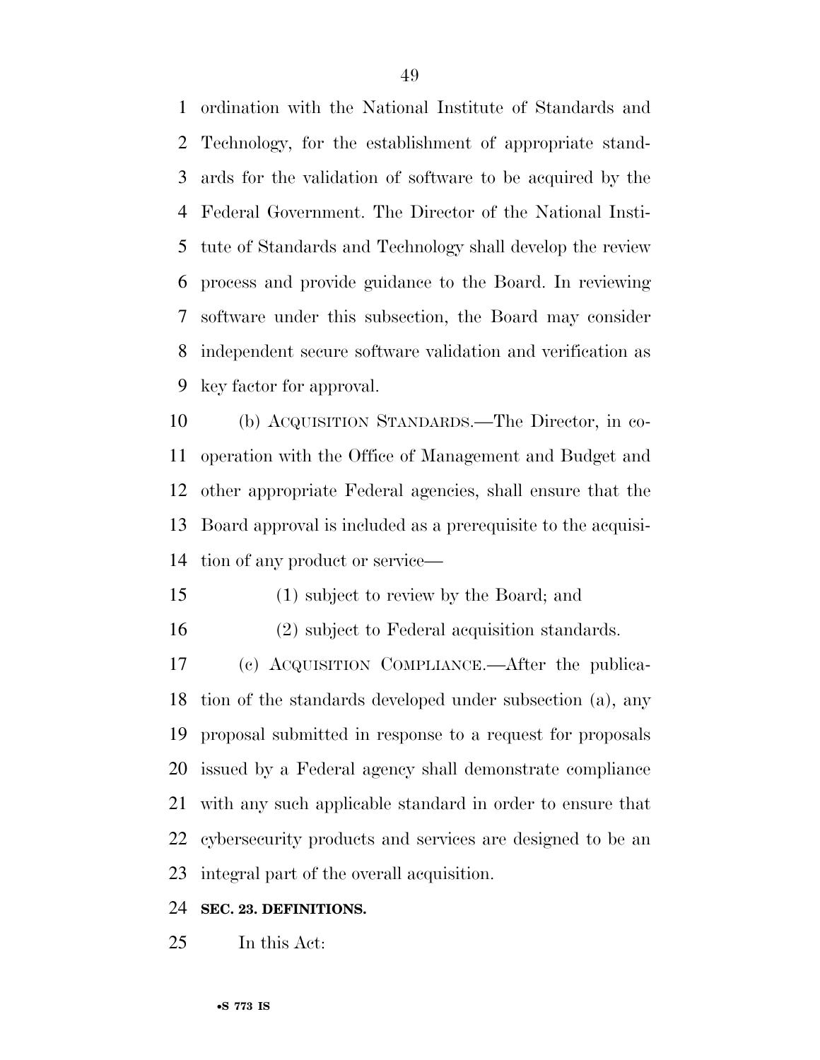ordination with the National Institute of Standards and Technology, for the establishment of appropriate standards for the validation of software to be acquired by the Federal Government. The Director of the National Institute of Standards and Technology shall develop the review process and provide guidance to the Board. In reviewing software under this subsection, the Board may consider independent secure software validation and verification as key factor for approval.

(b) ACQUISITION STANDARDS.—The Director, in cooperation with the Office of Management and Budget and other appropriate Federal agencies, shall ensure that the Board approval is included as a prerequisite to the acquisition of any product or service—

(1) subject to review by the Board; and

(2) subject to Federal acquisition standards.

(c) ACQUISITION COMPLIANCE.—After the publication of the standards developed under subsection (a), any proposal submitted in response to a request for proposals issued by a Federal agency shall demonstrate compliance with any such applicable standard in order to ensure that cybersecurity products and services are designed to be an integral part of the overall acquisition.

**SEC. 23. DEFINITIONS.**

In this Act: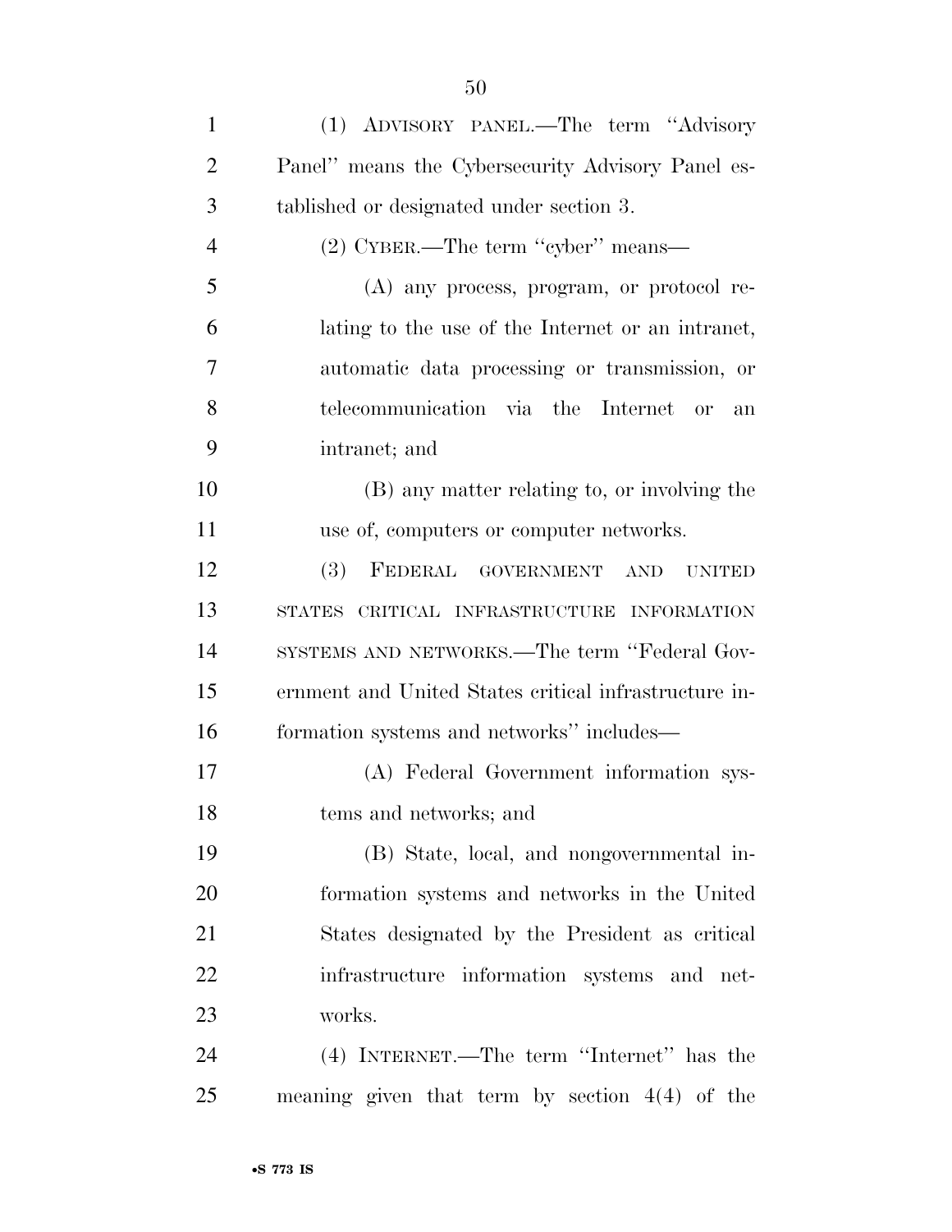(1) ADVISORY PANEL.—The term ''Advisory Panel'' means the Cybersecurity Advisory Panel established or designated under section 3.

(2) CYBER.—The term ''cyber'' means—

(A) any process, program, or protocol relating to the use of the Internet or an intranet, automatic data processing or transmission, or telecommunication via the Internet or an intranet; and

(B) any matter relating to, or involving the use of, computers or computer networks.

(3) FEDERAL GOVERNMENT AND UNITED STATES CRITICAL INFRASTRUCTURE INFORMATION SYSTEMS AND NETWORKS.—The term ''Federal Government and United States critical infrastructure information systems and networks'' includes—

(A) Federal Government information systems and networks; and

(B) State, local, and nongovernmental information systems and networks in the United States designated by the President as critical infrastructure information systems and networks.

(4) INTERNET.—The term ''Internet'' has the meaning given that term by section 4(4) of the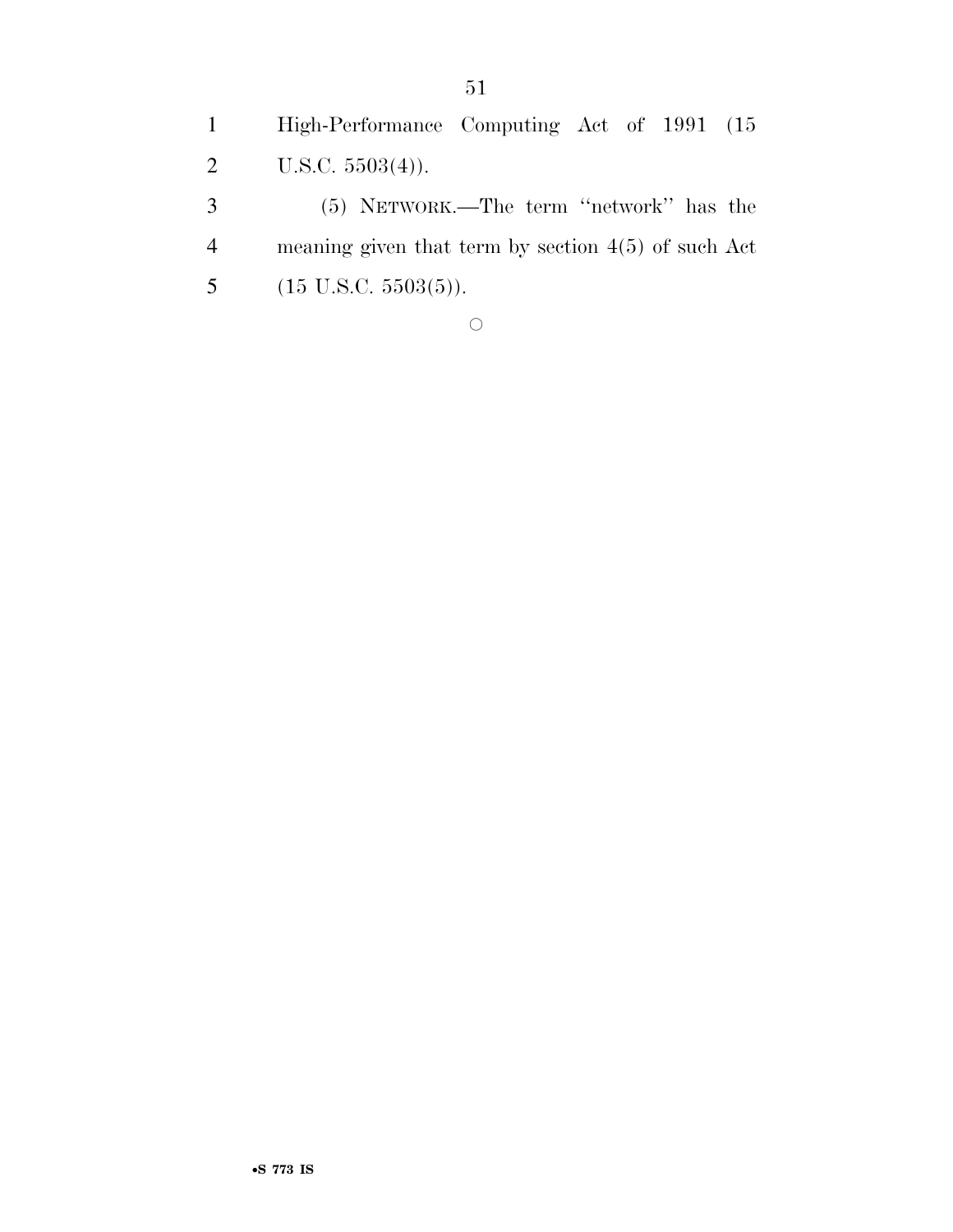High-Performance Computing Act of 1991 (15 U.S.C. 5503(4)).

(5) NETWORK.—The term ''network'' has the meaning given that term by section 4(5) of such Act (15 U.S.C. 5503(5)).

○